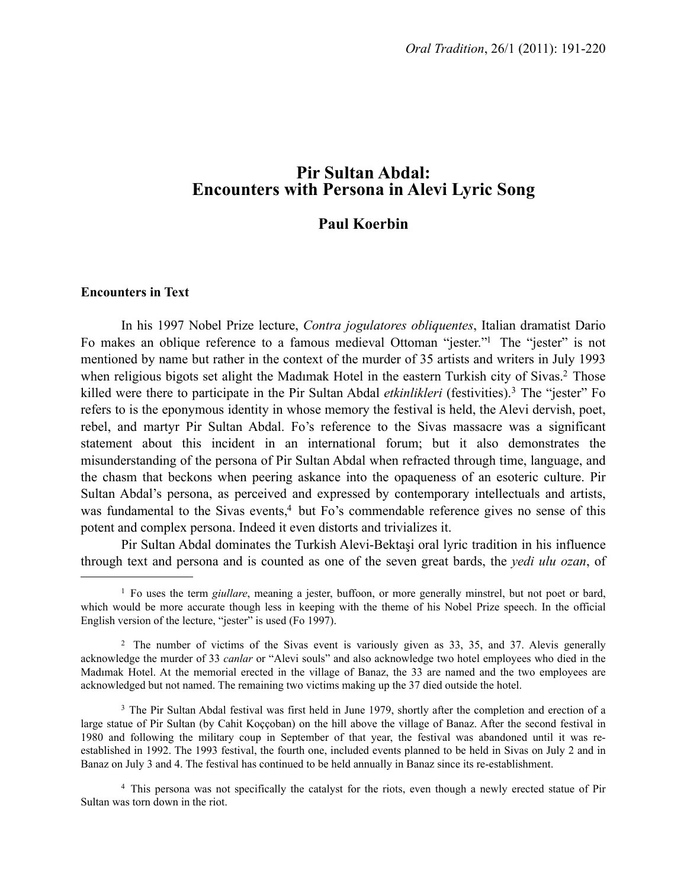# Pir Sultan Abdal: Encounters with Persona in Alevi Lyric Song

**Paul Koerbin**

### Encounters in Text

In his 1997 Nobel Prize lecture, *Contra jogulatores obliquentes*, Italian dramatist Dario Fo makes an oblique reference to a famous medieval Ottoman "jester."[1] The "jester" is not mentioned by name but rather in the context of the murder of 35 artists and writers in July 1993 when religious bigots set alight the Madımak Hotel in the eastern Turkish city of Sivas.[2] Those killed were there to participate in the Pir Sultan Abdal *etkinlikleri* (festivities).[3] The "jester" Fo refers to is the eponymous identity in whose memory the festival is held, the Alevi dervish, poet, rebel, and martyr Pir Sultan Abdal. Fo's reference to the Sivas massacre was a significant statement about this incident in an international forum; but it also demonstrates the misunderstanding of the persona of Pir Sultan Abdal when refracted through time, language, and the chasm that beckons when peering askance into the opaqueness of an esoteric culture. Pir Sultan Abdal's persona, as perceived and expressed by contemporary intellectuals and artists, was fundamental to the Sivas events,[4] but Fo's commendable reference gives no sense of this potent and complex persona. Indeed it even distorts and trivializes it.

Pir Sultan Abdal dominates the Turkish Alevi-Bektaşi oral lyric tradition in his influence through text and persona and is counted as one of the seven great bards, the *yedi ulu ozan*, of

---

[1] Fo uses the term *giullare*, meaning a jester, buffoon, or more generally minstrel, but not poet or bard, which would be more accurate though less in keeping with the theme of his Nobel Prize speech. In the official English version of the lecture, "jester" is used (Fo 1997).

[2] The number of victims of the Sivas event is variously given as 33, 35, and 37. Alevis generally acknowledge the murder of 33 *canlar* or "Alevi souls" and also acknowledge two hotel employees who died in the Madımak Hotel. At the memorial erected in the village of Banaz, the 33 are named and the two employees are acknowledged but not named. The remaining two victims making up the 37 died outside the hotel.

[3] The Pir Sultan Abdal festival was first held in June 1979, shortly after the completion and erection of a large statue of Pir Sultan (by Cahit Koççoban) on the hill above the village of Banaz. After the second festival in 1980 and following the military coup in September of that year, the festival was abandoned until it was re-established in 1992. The 1993 festival, the fourth one, included events planned to be held in Sivas on July 2 and in Banaz on July 3 and 4. The festival has continued to be held annually in Banaz since its re-establishment.

[4] This persona was not specifically the catalyst for the riots, even though a newly erected statue of Pir Sultan was torn down in the riot.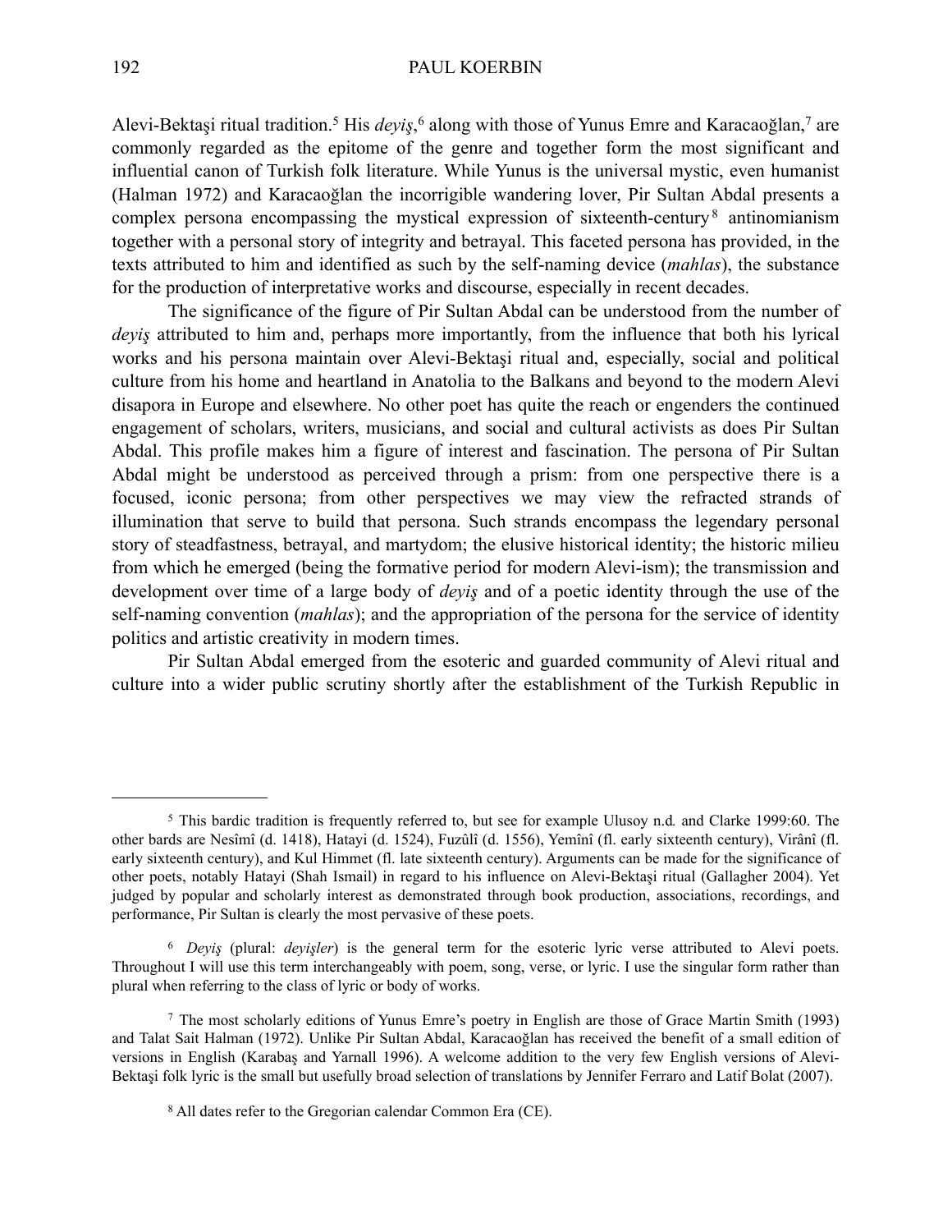Alevi-Bektaşi ritual tradition.[5] His *deyiş*,[6] along with those of Yunus Emre and Karacaoğlan,[7] are commonly regarded as the epitome of the genre and together form the most significant and influential canon of Turkish folk literature. While Yunus is the universal mystic, even humanist (Halman 1972) and Karacaoğlan the incorrigible wandering lover, Pir Sultan Abdal presents a complex persona encompassing the mystical expression of sixteenth-century[8] antinomianism together with a personal story of integrity and betrayal. This faceted persona has provided, in the texts attributed to him and identified as such by the self-naming device (*mahlas*), the substance for the production of interpretative works and discourse, especially in recent decades.

The significance of the figure of Pir Sultan Abdal can be understood from the number of *deyiş* attributed to him and, perhaps more importantly, from the influence that both his lyrical works and his persona maintain over Alevi-Bektaşi ritual and, especially, social and political culture from his home and heartland in Anatolia to the Balkans and beyond to the modern Alevi disapora in Europe and elsewhere. No other poet has quite the reach or engenders the continued engagement of scholars, writers, musicians, and social and cultural activists as does Pir Sultan Abdal. This profile makes him a figure of interest and fascination. The persona of Pir Sultan Abdal might be understood as perceived through a prism: from one perspective there is a focused, iconic persona; from other perspectives we may view the refracted strands of illumination that serve to build that persona. Such strands encompass the legendary personal story of steadfastness, betrayal, and martydom; the elusive historical identity; the historic milieu from which he emerged (being the formative period for modern Alevi-ism); the transmission and development over time of a large body of *deyiş* and of a poetic identity through the use of the self-naming convention (*mahlas*); and the appropriation of the persona for the service of identity politics and artistic creativity in modern times.

Pir Sultan Abdal emerged from the esoteric and guarded community of Alevi ritual and culture into a wider public scrutiny shortly after the establishment of the Turkish Republic in

---

[5] This bardic tradition is frequently referred to, but see for example Ulusoy n.d. and Clarke 1999:60. The other bards are Nesîmî (d. 1418), Hatayi (d. 1524), Fuzûlî (d. 1556), Yemînî (fl. early sixteenth century), Virânî (fl. early sixteenth century), and Kul Himmet (fl. late sixteenth century). Arguments can be made for the significance of other poets, notably Hatayi (Shah Ismail) in regard to his influence on Alevi-Bektaşi ritual (Gallagher 2004). Yet judged by popular and scholarly interest as demonstrated through book production, associations, recordings, and performance, Pir Sultan is clearly the most pervasive of these poets.

[6] *Deyiş* (plural: *deyişler*) is the general term for the esoteric lyric verse attributed to Alevi poets. Throughout I will use this term interchangeably with poem, song, verse, or lyric. I use the singular form rather than plural when referring to the class of lyric or body of works.

[7] The most scholarly editions of Yunus Emre's poetry in English are those of Grace Martin Smith (1993) and Talat Sait Halman (1972). Unlike Pir Sultan Abdal, Karacaoğlan has received the benefit of a small edition of versions in English (Karabaş and Yarnall 1996). A welcome addition to the very few English versions of Alevi-Bektaşi folk lyric is the small but usefully broad selection of translations by Jennifer Ferraro and Latif Bolat (2007).

[8] All dates refer to the Gregorian calendar Common Era (CE).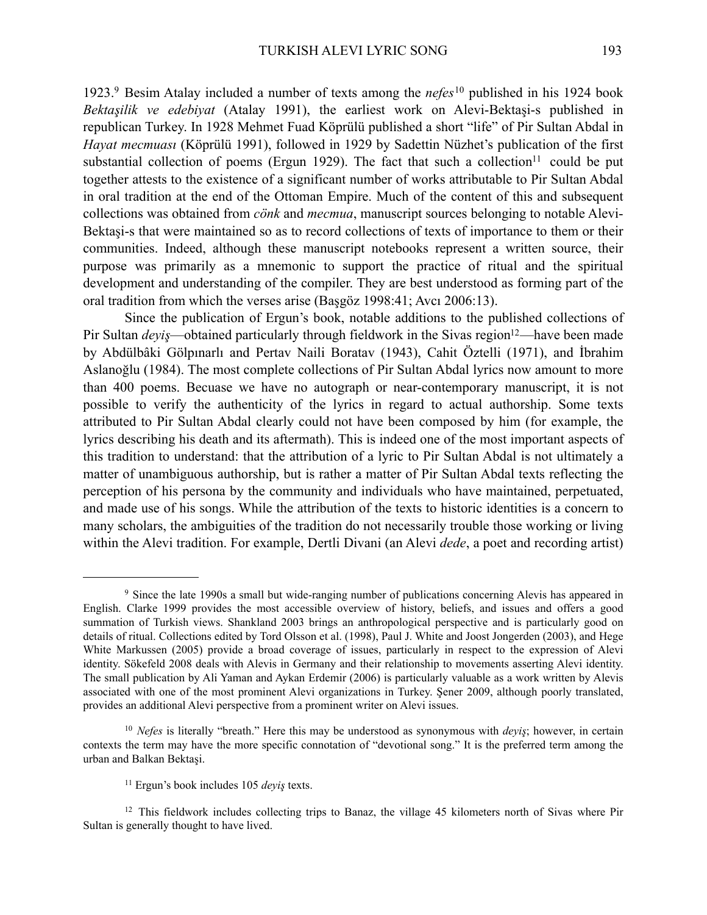1923.[9] Besim Atalay included a number of texts among the *nefes*[10] published in his 1924 book *Bektaşilik ve edebiyat* (Atalay 1991), the earliest work on Alevi-Bektaşi-s published in republican Turkey. In 1928 Mehmet Fuad Köprülü published a short "life" of Pir Sultan Abdal in *Hayat mecmuası* (Köprülü 1991), followed in 1929 by Sadettin Nüzhet's publication of the first substantial collection of poems (Ergun 1929). The fact that such a collection[11] could be put together attests to the existence of a significant number of works attributable to Pir Sultan Abdal in oral tradition at the end of the Ottoman Empire. Much of the content of this and subsequent collections was obtained from *cönk* and *mecmua*, manuscript sources belonging to notable Alevi-Bektaşi-s that were maintained so as to record collections of texts of importance to them or their communities. Indeed, although these manuscript notebooks represent a written source, their purpose was primarily as a mnemonic to support the practice of ritual and the spiritual development and understanding of the compiler. They are best understood as forming part of the oral tradition from which the verses arise (Başgöz 1998:41; Avcı 2006:13).

Since the publication of Ergun's book, notable additions to the published collections of Pir Sultan *deyiş*—obtained particularly through fieldwork in the Sivas region[12]—have been made by Abdülbâki Gölpınarlı and Pertav Naili Boratav (1943), Cahit Öztelli (1971), and İbrahim Aslanoğlu (1984). The most complete collections of Pir Sultan Abdal lyrics now amount to more than 400 poems. Becuase we have no autograph or near-contemporary manuscript, it is not possible to verify the authenticity of the lyrics in regard to actual authorship. Some texts attributed to Pir Sultan Abdal clearly could not have been composed by him (for example, the lyrics describing his death and its aftermath). This is indeed one of the most important aspects of this tradition to understand: that the attribution of a lyric to Pir Sultan Abdal is not ultimately a matter of unambiguous authorship, but is rather a matter of Pir Sultan Abdal texts reflecting the perception of his persona by the community and individuals who have maintained, perpetuated, and made use of his songs. While the attribution of the texts to historic identities is a concern to many scholars, the ambiguities of the tradition do not necessarily trouble those working or living within the Alevi tradition. For example, Dertli Divani (an Alevi *dede*, a poet and recording artist)

---

[9] Since the late 1990s a small but wide-ranging number of publications concerning Alevis has appeared in English. Clarke 1999 provides the most accessible overview of history, beliefs, and issues and offers a good summation of Turkish views. Shankland 2003 brings an anthropological perspective and is particularly good on details of ritual. Collections edited by Tord Olsson et al. (1998), Paul J. White and Joost Jongerden (2003), and Hege White Markussen (2005) provide a broad coverage of issues, particularly in respect to the expression of Alevi identity. Sökefeld 2008 deals with Alevis in Germany and their relationship to movements asserting Alevi identity. The small publication by Ali Yaman and Aykan Erdemir (2006) is particularly valuable as a work written by Alevis associated with one of the most prominent Alevi organizations in Turkey. Şener 2009, although poorly translated, provides an additional Alevi perspective from a prominent writer on Alevi issues.

[10] *Nefes* is literally "breath." Here this may be understood as synonymous with *deyiş*; however, in certain contexts the term may have the more specific connotation of "devotional song." It is the preferred term among the urban and Balkan Bektaşi.

[11] Ergun's book includes 105 *deyiş* texts.

[12] This fieldwork includes collecting trips to Banaz, the village 45 kilometers north of Sivas where Pir Sultan is generally thought to have lived.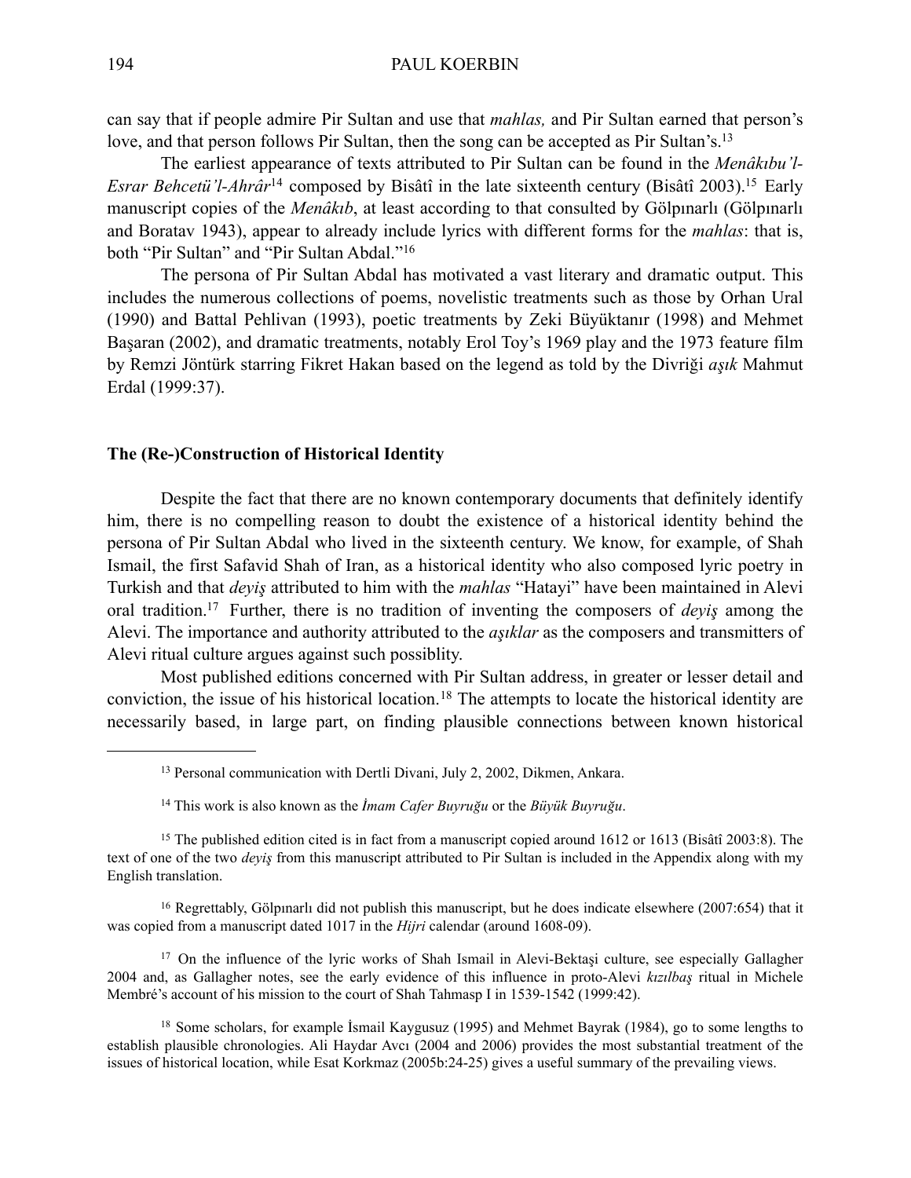can say that if people admire Pir Sultan and use that *mahlas,* and Pir Sultan earned that person's love, and that person follows Pir Sultan, then the song can be accepted as Pir Sultan's.[13]

The earliest appearance of texts attributed to Pir Sultan can be found in the *Menâkıbu'l-Esrar Behcetü'l-Ahrâr*[14] composed by Bisâtî in the late sixteenth century (Bisâtî 2003).[15] Early manuscript copies of the *Menâkıb*, at least according to that consulted by Gölpınarlı (Gölpınarlı and Boratav 1943), appear to already include lyrics with different forms for the *mahlas*: that is, both "Pir Sultan" and "Pir Sultan Abdal."[16]

The persona of Pir Sultan Abdal has motivated a vast literary and dramatic output. This includes the numerous collections of poems, novelistic treatments such as those by Orhan Ural (1990) and Battal Pehlivan (1993), poetic treatments by Zeki Büyüktanır (1998) and Mehmet Başaran (2002), and dramatic treatments, notably Erol Toy's 1969 play and the 1973 feature film by Remzi Jöntürk starring Fikret Hakan based on the legend as told by the Divriği *aşık* Mahmut Erdal (1999:37).

## The (Re-)Construction of Historical Identity

Despite the fact that there are no known contemporary documents that definitely identify him, there is no compelling reason to doubt the existence of a historical identity behind the persona of Pir Sultan Abdal who lived in the sixteenth century. We know, for example, of Shah Ismail, the first Safavid Shah of Iran, as a historical identity who also composed lyric poetry in Turkish and that *deyiş* attributed to him with the *mahlas* "Hatayi" have been maintained in Alevi oral tradition.[17] Further, there is no tradition of inventing the composers of *deyiş* among the Alevi. The importance and authority attributed to the *aşıklar* as the composers and transmitters of Alevi ritual culture argues against such possiblity.

Most published editions concerned with Pir Sultan address, in greater or lesser detail and conviction, the issue of his historical location.[18] The attempts to locate the historical identity are necessarily based, in large part, on finding plausible connections between known historical

---

[13] Personal communication with Dertli Divani, July 2, 2002, Dikmen, Ankara.

[14] This work is also known as the *İmam Cafer Buyruğu* or the *Büyük Buyruğu*.

[15] The published edition cited is in fact from a manuscript copied around 1612 or 1613 (Bisâtî 2003:8). The text of one of the two *deyiş* from this manuscript attributed to Pir Sultan is included in the Appendix along with my English translation.

[16] Regrettably, Gölpınarlı did not publish this manuscript, but he does indicate elsewhere (2007:654) that it was copied from a manuscript dated 1017 in the *Hijri* calendar (around 1608-09).

[17] On the influence of the lyric works of Shah Ismail in Alevi-Bektaşi culture, see especially Gallagher 2004 and, as Gallagher notes, see the early evidence of this influence in proto-Alevi *kızılbaş* ritual in Michele Membré's account of his mission to the court of Shah Tahmasp I in 1539-1542 (1999:42).

[18] Some scholars, for example İsmail Kaygusuz (1995) and Mehmet Bayrak (1984), go to some lengths to establish plausible chronologies. Ali Haydar Avcı (2004 and 2006) provides the most substantial treatment of the issues of historical location, while Esat Korkmaz (2005b:24-25) gives a useful summary of the prevailing views.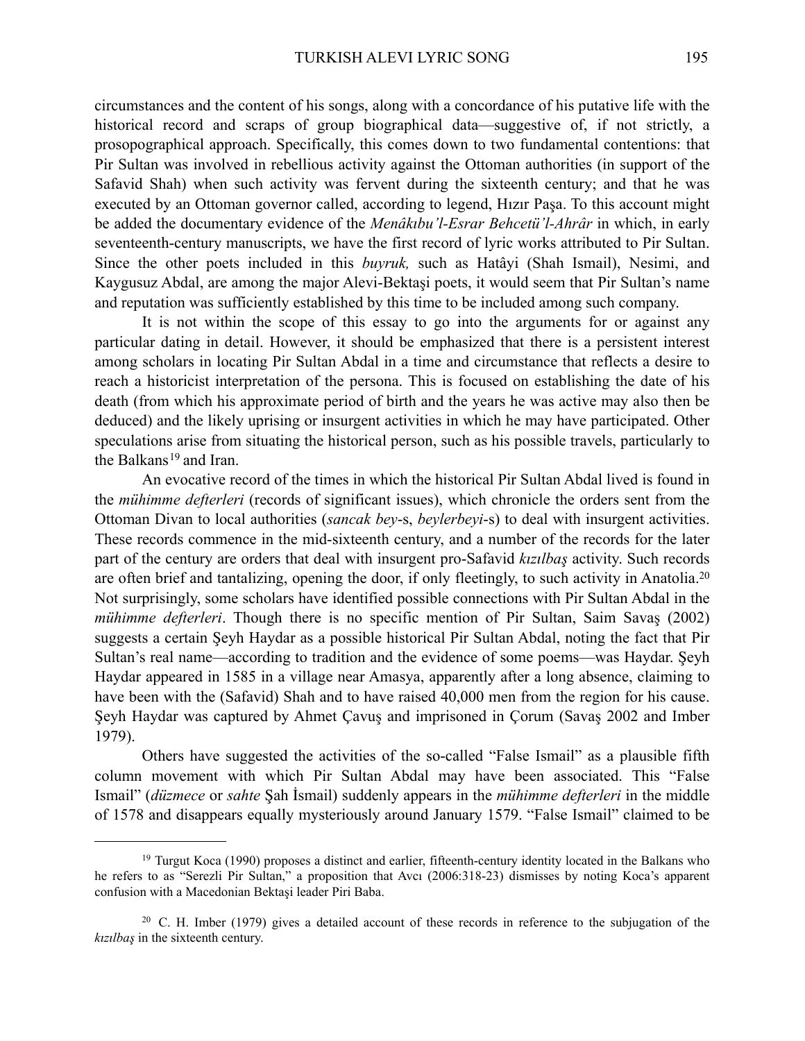circumstances and the content of his songs, along with a concordance of his putative life with the historical record and scraps of group biographical data—suggestive of, if not strictly, a prosopographical approach. Specifically, this comes down to two fundamental contentions: that Pir Sultan was involved in rebellious activity against the Ottoman authorities (in support of the Safavid Shah) when such activity was fervent during the sixteenth century; and that he was executed by an Ottoman governor called, according to legend, Hızır Paşa. To this account might be added the documentary evidence of the *Menâkıbu'l-Esrar Behcetü'l-Ahrâr* in which, in early seventeenth-century manuscripts, we have the first record of lyric works attributed to Pir Sultan. Since the other poets included in this *buyruk,* such as Hatâyi (Shah Ismail), Nesimi, and Kaygusuz Abdal, are among the major Alevi-Bektaşi poets, it would seem that Pir Sultan's name and reputation was sufficiently established by this time to be included among such company.

It is not within the scope of this essay to go into the arguments for or against any particular dating in detail. However, it should be emphasized that there is a persistent interest among scholars in locating Pir Sultan Abdal in a time and circumstance that reflects a desire to reach a historicist interpretation of the persona. This is focused on establishing the date of his death (from which his approximate period of birth and the years he was active may also then be deduced) and the likely uprising or insurgent activities in which he may have participated. Other speculations arise from situating the historical person, such as his possible travels, particularly to the Balkans[19] and Iran.

An evocative record of the times in which the historical Pir Sultan Abdal lived is found in the *mühimme defterleri* (records of significant issues), which chronicle the orders sent from the Ottoman Divan to local authorities (*sancak bey*-s, *beylerbeyi*-s) to deal with insurgent activities. These records commence in the mid-sixteenth century, and a number of the records for the later part of the century are orders that deal with insurgent pro-Safavid *kızılbaş* activity. Such records are often brief and tantalizing, opening the door, if only fleetingly, to such activity in Anatolia.[20] Not surprisingly, some scholars have identified possible connections with Pir Sultan Abdal in the *mühimme defterleri*. Though there is no specific mention of Pir Sultan, Saim Savaş (2002) suggests a certain Şeyh Haydar as a possible historical Pir Sultan Abdal, noting the fact that Pir Sultan's real name—according to tradition and the evidence of some poems—was Haydar. Şeyh Haydar appeared in 1585 in a village near Amasya, apparently after a long absence, claiming to have been with the (Safavid) Shah and to have raised 40,000 men from the region for his cause. Şeyh Haydar was captured by Ahmet Çavuş and imprisoned in Çorum (Savaş 2002 and Imber 1979).

Others have suggested the activities of the so-called "False Ismail" as a plausible fifth column movement with which Pir Sultan Abdal may have been associated. This "False Ismail" (*düzmece* or *sahte* Şah İsmail) suddenly appears in the *mühimme defterleri* in the middle of 1578 and disappears equally mysteriously around January 1579. "False Ismail" claimed to be

---

[19] Turgut Koca (1990) proposes a distinct and earlier, fifteenth-century identity located in the Balkans who he refers to as "Serezli Pir Sultan," a proposition that Avcı (2006:318-23) dismisses by noting Koca's apparent confusion with a Macedonian Bektaşi leader Piri Baba.

[20] C. H. Imber (1979) gives a detailed account of these records in reference to the subjugation of the *kızılbaş* in the sixteenth century.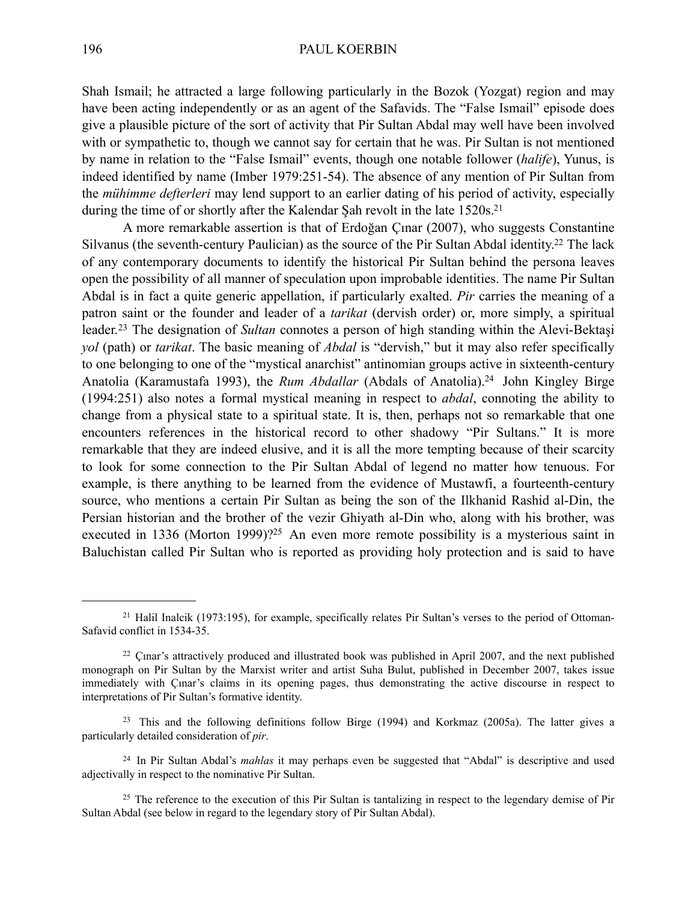Shah Ismail; he attracted a large following particularly in the Bozok (Yozgat) region and may have been acting independently or as an agent of the Safavids. The "False Ismail" episode does give a plausible picture of the sort of activity that Pir Sultan Abdal may well have been involved with or sympathetic to, though we cannot say for certain that he was. Pir Sultan is not mentioned by name in relation to the "False Ismail" events, though one notable follower (*halife*), Yunus, is indeed identified by name (Imber 1979:251-54). The absence of any mention of Pir Sultan from the *mühimme defterleri* may lend support to an earlier dating of his period of activity, especially during the time of or shortly after the Kalendar Şah revolt in the late 1520s.[21]

A more remarkable assertion is that of Erdoğan Çınar (2007), who suggests Constantine Silvanus (the seventh-century Paulician) as the source of the Pir Sultan Abdal identity.[22] The lack of any contemporary documents to identify the historical Pir Sultan behind the persona leaves open the possibility of all manner of speculation upon improbable identities. The name Pir Sultan Abdal is in fact a quite generic appellation, if particularly exalted. *Pir* carries the meaning of a patron saint or the founder and leader of a *tarikat* (dervish order) or, more simply, a spiritual leader.[23] The designation of *Sultan* connotes a person of high standing within the Alevi-Bektaşi *yol* (path) or *tarikat*. The basic meaning of *Abdal* is "dervish," but it may also refer specifically to one belonging to one of the "mystical anarchist" antinomian groups active in sixteenth-century Anatolia (Karamustafa 1993), the *Rum Abdallar* (Abdals of Anatolia).[24] John Kingley Birge (1994:251) also notes a formal mystical meaning in respect to *abdal*, connoting the ability to change from a physical state to a spiritual state. It is, then, perhaps not so remarkable that one encounters references in the historical record to other shadowy "Pir Sultans." It is more remarkable that they are indeed elusive, and it is all the more tempting because of their scarcity to look for some connection to the Pir Sultan Abdal of legend no matter how tenuous. For example, is there anything to be learned from the evidence of Mustawfi, a fourteenth-century source, who mentions a certain Pir Sultan as being the son of the Ilkhanid Rashid al-Din, the Persian historian and the brother of the vezir Ghiyath al-Din who, along with his brother, was executed in 1336 (Morton 1999)?[25] An even more remote possibility is a mysterious saint in Baluchistan called Pir Sultan who is reported as providing holy protection and is said to have

---

[21] Halil Inalcik (1973:195), for example, specifically relates Pir Sultan's verses to the period of Ottoman-Safavid conflict in 1534-35.

[22] Çınar's attractively produced and illustrated book was published in April 2007, and the next published monograph on Pir Sultan by the Marxist writer and artist Suha Bulut, published in December 2007, takes issue immediately with Çınar's claims in its opening pages, thus demonstrating the active discourse in respect to interpretations of Pir Sultan's formative identity.

[23] This and the following definitions follow Birge (1994) and Korkmaz (2005a). The latter gives a particularly detailed consideration of *pir*.

[24] In Pir Sultan Abdal's *mahlas* it may perhaps even be suggested that "Abdal" is descriptive and used adjectivally in respect to the nominative Pir Sultan.

[25] The reference to the execution of this Pir Sultan is tantalizing in respect to the legendary demise of Pir Sultan Abdal (see below in regard to the legendary story of Pir Sultan Abdal).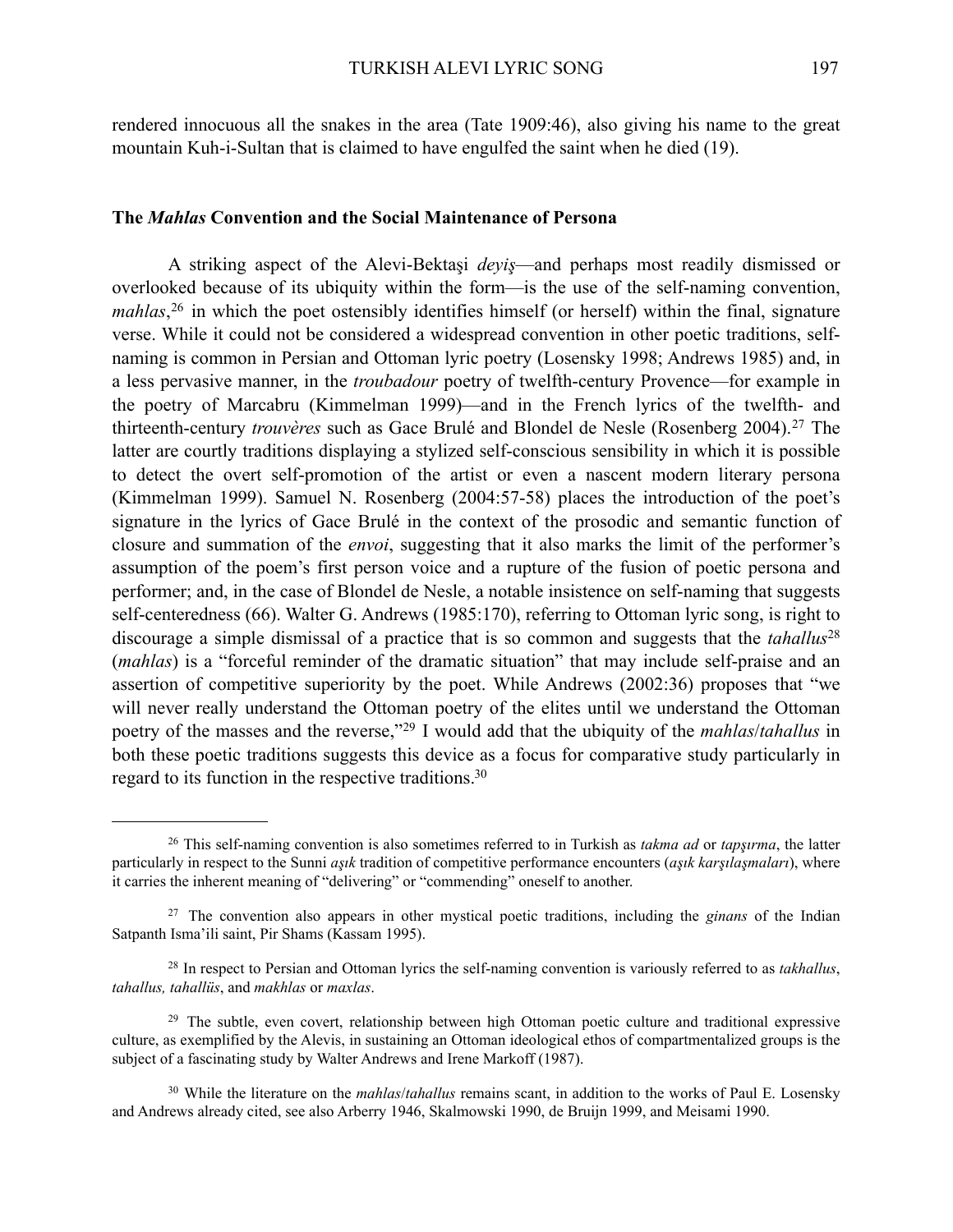rendered innocuous all the snakes in the area (Tate 1909:46), also giving his name to the great mountain Kuh-i-Sultan that is claimed to have engulfed the saint when he died (19).

## The *Mahlas* Convention and the Social Maintenance of Persona

A striking aspect of the Alevi-Bektaşi *deyiş*—and perhaps most readily dismissed or overlooked because of its ubiquity within the form—is the use of the self-naming convention, *mahlas*,[26] in which the poet ostensibly identifies himself (or herself) within the final, signature verse. While it could not be considered a widespread convention in other poetic traditions, self-naming is common in Persian and Ottoman lyric poetry (Losensky 1998; Andrews 1985) and, in a less pervasive manner, in the *troubadour* poetry of twelfth-century Provence—for example in the poetry of Marcabru (Kimmelman 1999)—and in the French lyrics of the twelfth- and thirteenth-century *trouvères* such as Gace Brulé and Blondel de Nesle (Rosenberg 2004).[27] The latter are courtly traditions displaying a stylized self-conscious sensibility in which it is possible to detect the overt self-promotion of the artist or even a nascent modern literary persona (Kimmelman 1999). Samuel N. Rosenberg (2004:57-58) places the introduction of the poet's signature in the lyrics of Gace Brulé in the context of the prosodic and semantic function of closure and summation of the *envoi*, suggesting that it also marks the limit of the performer's assumption of the poem's first person voice and a rupture of the fusion of poetic persona and performer; and, in the case of Blondel de Nesle, a notable insistence on self-naming that suggests self-centeredness (66). Walter G. Andrews (1985:170), referring to Ottoman lyric song, is right to discourage a simple dismissal of a practice that is so common and suggests that the *tahallus*[28] (*mahlas*) is a "forceful reminder of the dramatic situation" that may include self-praise and an assertion of competitive superiority by the poet. While Andrews (2002:36) proposes that "we will never really understand the Ottoman poetry of the elites until we understand the Ottoman poetry of the masses and the reverse,"[29] I would add that the ubiquity of the *mahlas*/*tahallus* in both these poetic traditions suggests this device as a focus for comparative study particularly in regard to its function in the respective traditions.[30]

---

[26] This self-naming convention is also sometimes referred to in Turkish as *takma ad* or *tapşırma*, the latter particularly in respect to the Sunni *aşık* tradition of competitive performance encounters (*aşık karşılaşmaları*), where it carries the inherent meaning of "delivering" or "commending" oneself to another.

[27] The convention also appears in other mystical poetic traditions, including the *ginans* of the Indian Satpanth Isma'ili saint, Pir Shams (Kassam 1995).

[28] In respect to Persian and Ottoman lyrics the self-naming convention is variously referred to as *takhallus*, *tahallus, tahallüs*, and *makhlas* or *maxlas*.

[29] The subtle, even covert, relationship between high Ottoman poetic culture and traditional expressive culture, as exemplified by the Alevis, in sustaining an Ottoman ideological ethos of compartmentalized groups is the subject of a fascinating study by Walter Andrews and Irene Markoff (1987).

[30] While the literature on the *mahlas*/*tahallus* remains scant, in addition to the works of Paul E. Losensky and Andrews already cited, see also Arberry 1946, Skalmowski 1990, de Bruijn 1999, and Meisami 1990.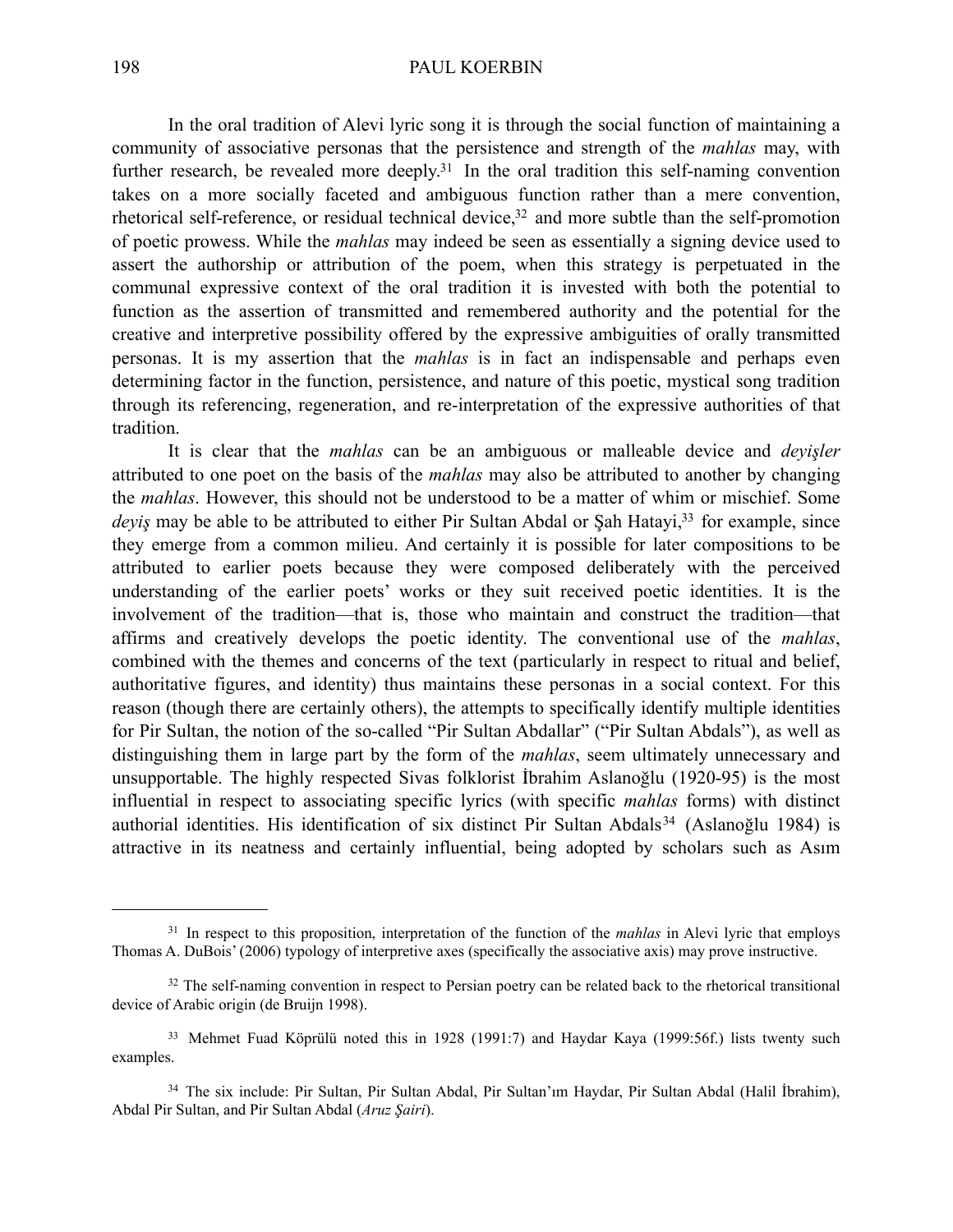In the oral tradition of Alevi lyric song it is through the social function of maintaining a community of associative personas that the persistence and strength of the *mahlas* may, with further research, be revealed more deeply.[31] In the oral tradition this self-naming convention takes on a more socially faceted and ambiguous function rather than a mere convention, rhetorical self-reference, or residual technical device,[32] and more subtle than the self-promotion of poetic prowess. While the *mahlas* may indeed be seen as essentially a signing device used to assert the authorship or attribution of the poem, when this strategy is perpetuated in the communal expressive context of the oral tradition it is invested with both the potential to function as the assertion of transmitted and remembered authority and the potential for the creative and interpretive possibility offered by the expressive ambiguities of orally transmitted personas. It is my assertion that the *mahlas* is in fact an indispensable and perhaps even determining factor in the function, persistence, and nature of this poetic, mystical song tradition through its referencing, regeneration, and re-interpretation of the expressive authorities of that tradition.

It is clear that the *mahlas* can be an ambiguous or malleable device and *deyişler* attributed to one poet on the basis of the *mahlas* may also be attributed to another by changing the *mahlas*. However, this should not be understood to be a matter of whim or mischief. Some *deyiş* may be able to be attributed to either Pir Sultan Abdal or Şah Hatayi,[33] for example, since they emerge from a common milieu. And certainly it is possible for later compositions to be attributed to earlier poets because they were composed deliberately with the perceived understanding of the earlier poets' works or they suit received poetic identities. It is the involvement of the tradition—that is, those who maintain and construct the tradition—that affirms and creatively develops the poetic identity. The conventional use of the *mahlas*, combined with the themes and concerns of the text (particularly in respect to ritual and belief, authoritative figures, and identity) thus maintains these personas in a social context. For this reason (though there are certainly others), the attempts to specifically identify multiple identities for Pir Sultan, the notion of the so-called "Pir Sultan Abdallar" ("Pir Sultan Abdals"), as well as distinguishing them in large part by the form of the *mahlas*, seem ultimately unnecessary and unsupportable. The highly respected Sivas folklorist İbrahim Aslanoğlu (1920-95) is the most influential in respect to associating specific lyrics (with specific *mahlas* forms) with distinct authorial identities. His identification of six distinct Pir Sultan Abdals[34] (Aslanoğlu 1984) is attractive in its neatness and certainly influential, being adopted by scholars such as Asım

---

[31] In respect to this proposition, interpretation of the function of the *mahlas* in Alevi lyric that employs Thomas A. DuBois' (2006) typology of interpretive axes (specifically the associative axis) may prove instructive.

[32] The self-naming convention in respect to Persian poetry can be related back to the rhetorical transitional device of Arabic origin (de Bruijn 1998).

[33] Mehmet Fuad Köprülü noted this in 1928 (1991:7) and Haydar Kaya (1999:56f.) lists twenty such examples.

[34] The six include: Pir Sultan, Pir Sultan Abdal, Pir Sultan'ım Haydar, Pir Sultan Abdal (Halil İbrahim), Abdal Pir Sultan, and Pir Sultan Abdal (*Aruz Şairi*).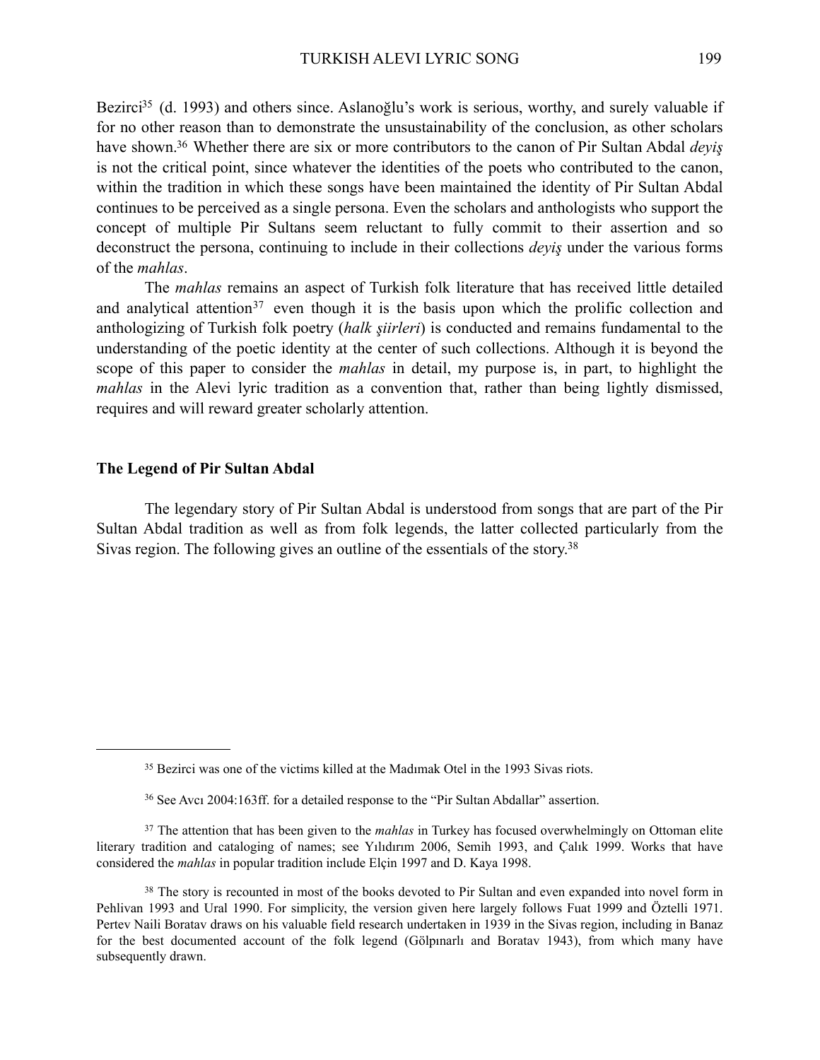Bezirci[35] (d. 1993) and others since. Aslanoğlu's work is serious, worthy, and surely valuable if for no other reason than to demonstrate the unsustainability of the conclusion, as other scholars have shown.[36] Whether there are six or more contributors to the canon of Pir Sultan Abdal *deyiş* is not the critical point, since whatever the identities of the poets who contributed to the canon, within the tradition in which these songs have been maintained the identity of Pir Sultan Abdal continues to be perceived as a single persona. Even the scholars and anthologists who support the concept of multiple Pir Sultans seem reluctant to fully commit to their assertion and so deconstruct the persona, continuing to include in their collections *deyiş* under the various forms of the *mahlas*.

The *mahlas* remains an aspect of Turkish folk literature that has received little detailed and analytical attention[37] even though it is the basis upon which the prolific collection and anthologizing of Turkish folk poetry (*halk şiirleri*) is conducted and remains fundamental to the understanding of the poetic identity at the center of such collections. Although it is beyond the scope of this paper to consider the *mahlas* in detail, my purpose is, in part, to highlight the *mahlas* in the Alevi lyric tradition as a convention that, rather than being lightly dismissed, requires and will reward greater scholarly attention.

**The Legend of Pir Sultan Abdal**

The legendary story of Pir Sultan Abdal is understood from songs that are part of the Pir Sultan Abdal tradition as well as from folk legends, the latter collected particularly from the Sivas region. The following gives an outline of the essentials of the story.[38]

---

[35] Bezirci was one of the victims killed at the Madımak Otel in the 1993 Sivas riots.

[36] See Avcı 2004:163ff. for a detailed response to the "Pir Sultan Abdallar" assertion.

[37] The attention that has been given to the *mahlas* in Turkey has focused overwhelmingly on Ottoman elite literary tradition and cataloging of names; see Yılıdırım 2006, Semih 1993, and Çalık 1999. Works that have considered the *mahlas* in popular tradition include Elçin 1997 and D. Kaya 1998.

[38] The story is recounted in most of the books devoted to Pir Sultan and even expanded into novel form in Pehlivan 1993 and Ural 1990. For simplicity, the version given here largely follows Fuat 1999 and Öztelli 1971. Pertev Naili Boratav draws on his valuable field research undertaken in 1939 in the Sivas region, including in Banaz for the best documented account of the folk legend (Gölpınarlı and Boratav 1943), from which many have subsequently drawn.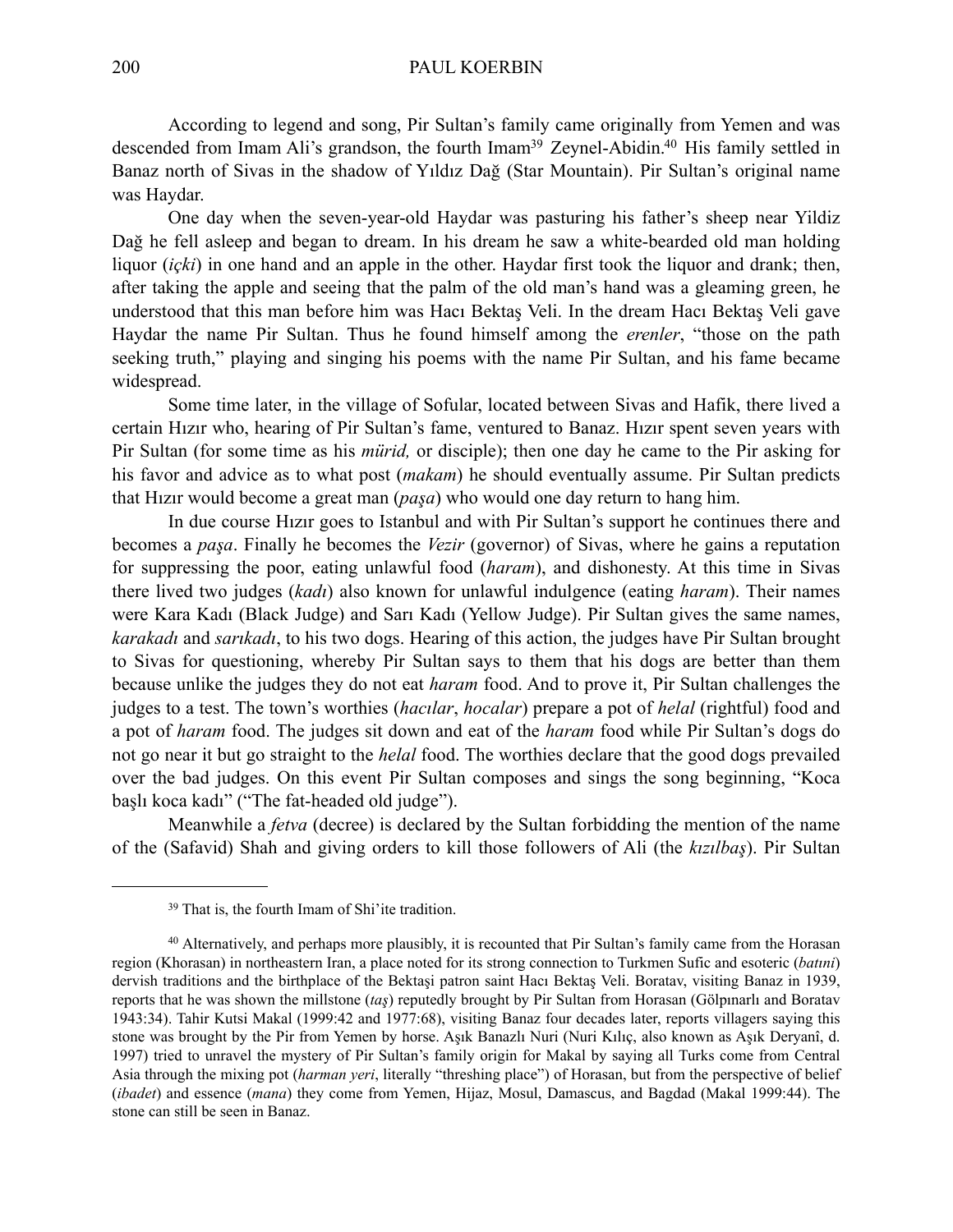According to legend and song, Pir Sultan's family came originally from Yemen and was descended from Imam Ali's grandson, the fourth Imam[39] Zeynel-Abidin.[40] His family settled in Banaz north of Sivas in the shadow of Yıldız Dağ (Star Mountain). Pir Sultan's original name was Haydar.

One day when the seven-year-old Haydar was pasturing his father's sheep near Yildiz Dağ he fell asleep and began to dream. In his dream he saw a white-bearded old man holding liquor (*içki*) in one hand and an apple in the other. Haydar first took the liquor and drank; then, after taking the apple and seeing that the palm of the old man's hand was a gleaming green, he understood that this man before him was Hacı Bektaş Veli. In the dream Hacı Bektaş Veli gave Haydar the name Pir Sultan. Thus he found himself among the *erenler*, "those on the path seeking truth," playing and singing his poems with the name Pir Sultan, and his fame became widespread.

Some time later, in the village of Sofular, located between Sivas and Hafik, there lived a certain Hızır who, hearing of Pir Sultan's fame, ventured to Banaz. Hızır spent seven years with Pir Sultan (for some time as his *mürid,* or disciple); then one day he came to the Pir asking for his favor and advice as to what post (*makam*) he should eventually assume. Pir Sultan predicts that Hızır would become a great man (*paşa*) who would one day return to hang him.

In due course Hızır goes to Istanbul and with Pir Sultan's support he continues there and becomes a *paşa*. Finally he becomes the *Vezir* (governor) of Sivas, where he gains a reputation for suppressing the poor, eating unlawful food (*haram*), and dishonesty. At this time in Sivas there lived two judges (*kadı*) also known for unlawful indulgence (eating *haram*). Their names were Kara Kadı (Black Judge) and Sarı Kadı (Yellow Judge). Pir Sultan gives the same names, *karakadı* and *sarıkadı*, to his two dogs. Hearing of this action, the judges have Pir Sultan brought to Sivas for questioning, whereby Pir Sultan says to them that his dogs are better than them because unlike the judges they do not eat *haram* food. And to prove it, Pir Sultan challenges the judges to a test. The town's worthies (*hacılar*, *hocalar*) prepare a pot of *helal* (rightful) food and a pot of *haram* food. The judges sit down and eat of the *haram* food while Pir Sultan's dogs do not go near it but go straight to the *helal* food. The worthies declare that the good dogs prevailed over the bad judges. On this event Pir Sultan composes and sings the song beginning, "Koca başlı koca kadı" ("The fat-headed old judge").

Meanwhile a *fetva* (decree) is declared by the Sultan forbidding the mention of the name of the (Safavid) Shah and giving orders to kill those followers of Ali (the *kızılbaş*). Pir Sultan

---

[39] That is, the fourth Imam of Shi'ite tradition.

[40] Alternatively, and perhaps more plausibly, it is recounted that Pir Sultan's family came from the Horasan region (Khorasan) in northeastern Iran, a place noted for its strong connection to Turkmen Sufic and esoteric (*batıni*) dervish traditions and the birthplace of the Bektaşi patron saint Hacı Bektaş Veli. Boratav, visiting Banaz in 1939, reports that he was shown the millstone (*taş*) reputedly brought by Pir Sultan from Horasan (Gölpınarlı and Boratav 1943:34). Tahir Kutsi Makal (1999:42 and 1977:68), visiting Banaz four decades later, reports villagers saying this stone was brought by the Pir from Yemen by horse. Aşık Banazlı Nuri (Nuri Kılıç, also known as Aşık Deryanî, d. 1997) tried to unravel the mystery of Pir Sultan's family origin for Makal by saying all Turks come from Central Asia through the mixing pot (*harman yeri*, literally "threshing place") of Horasan, but from the perspective of belief (*ibadet*) and essence (*mana*) they come from Yemen, Hijaz, Mosul, Damascus, and Bagdad (Makal 1999:44). The stone can still be seen in Banaz.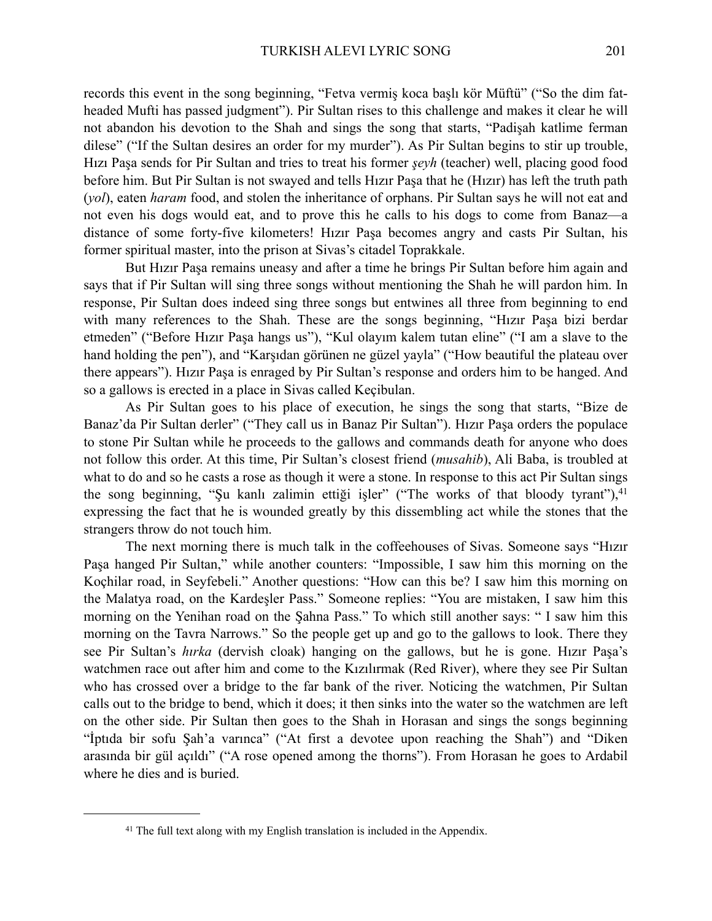records this event in the song beginning, "Fetva vermiş koca başlı kör Müftü" ("So the dim fat-headed Mufti has passed judgment"). Pir Sultan rises to this challenge and makes it clear he will not abandon his devotion to the Shah and sings the song that starts, "Padişah katlime ferman dilese" ("If the Sultan desires an order for my murder"). As Pir Sultan begins to stir up trouble, Hızı Paşa sends for Pir Sultan and tries to treat his former *şeyh* (teacher) well, placing good food before him. But Pir Sultan is not swayed and tells Hızır Paşa that he (Hızır) has left the truth path (*yol*), eaten *haram* food, and stolen the inheritance of orphans. Pir Sultan says he will not eat and not even his dogs would eat, and to prove this he calls to his dogs to come from Banaz—a distance of some forty-five kilometers! Hızır Paşa becomes angry and casts Pir Sultan, his former spiritual master, into the prison at Sivas's citadel Toprakkale.

But Hızır Paşa remains uneasy and after a time he brings Pir Sultan before him again and says that if Pir Sultan will sing three songs without mentioning the Shah he will pardon him. In response, Pir Sultan does indeed sing three songs but entwines all three from beginning to end with many references to the Shah. These are the songs beginning, "Hızır Paşa bizi berdar etmeden" ("Before Hızır Paşa hangs us"), "Kul olayım kalem tutan eline" ("I am a slave to the hand holding the pen"), and "Karşıdan görünen ne güzel yayla" ("How beautiful the plateau over there appears"). Hızır Paşa is enraged by Pir Sultan's response and orders him to be hanged. And so a gallows is erected in a place in Sivas called Keçibulan.

As Pir Sultan goes to his place of execution, he sings the song that starts, "Bize de Banaz'da Pir Sultan derler" ("They call us in Banaz Pir Sultan"). Hızır Paşa orders the populace to stone Pir Sultan while he proceeds to the gallows and commands death for anyone who does not follow this order. At this time, Pir Sultan's closest friend (*musahib*), Ali Baba, is troubled at what to do and so he casts a rose as though it were a stone. In response to this act Pir Sultan sings the song beginning, "Şu kanlı zalimin ettiği işler" ("The works of that bloody tyrant"),[41] expressing the fact that he is wounded greatly by this dissembling act while the stones that the strangers throw do not touch him.

The next morning there is much talk in the coffeehouses of Sivas. Someone says "Hızır Paşa hanged Pir Sultan," while another counters: "Impossible, I saw him this morning on the Koçhilar road, in Seyfebeli." Another questions: "How can this be? I saw him this morning on the Malatya road, on the Kardeşler Pass." Someone replies: "You are mistaken, I saw him this morning on the Yenihan road on the Şahna Pass." To which still another says: " I saw him this morning on the Tavra Narrows." So the people get up and go to the gallows to look. There they see Pir Sultan's *hırka* (dervish cloak) hanging on the gallows, but he is gone. Hızır Paşa's watchmen race out after him and come to the Kızılırmak (Red River), where they see Pir Sultan who has crossed over a bridge to the far bank of the river. Noticing the watchmen, Pir Sultan calls out to the bridge to bend, which it does; it then sinks into the water so the watchmen are left on the other side. Pir Sultan then goes to the Shah in Horasan and sings the songs beginning "İptıda bir sofu Şah'a varınca" ("At first a devotee upon reaching the Shah") and "Diken arasında bir gül açıldı" ("A rose opened among the thorns"). From Horasan he goes to Ardabil where he dies and is buried.

---

[41] The full text along with my English translation is included in the Appendix.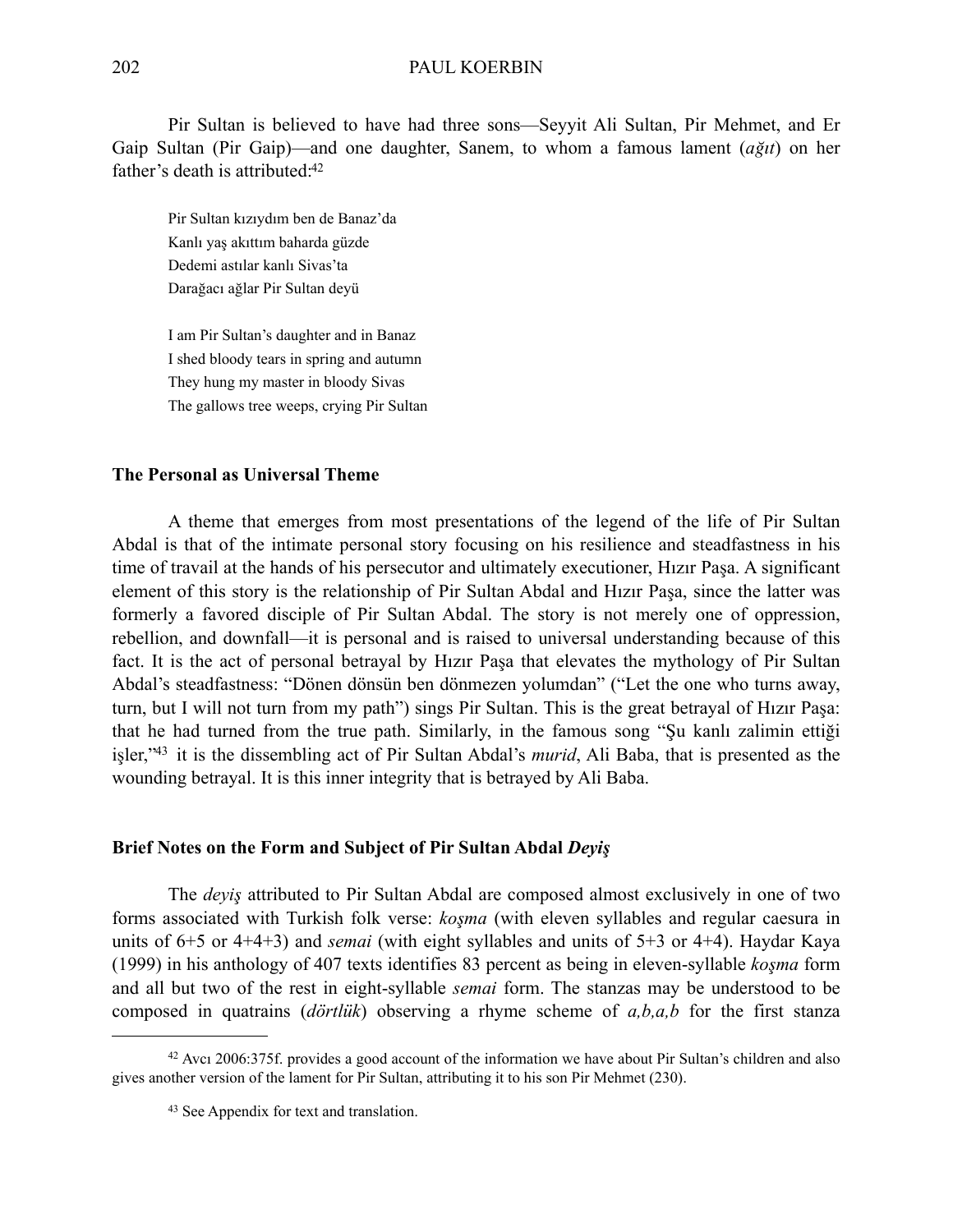Pir Sultan is believed to have had three sons—Seyyit Ali Sultan, Pir Mehmet, and Er Gaip Sultan (Pir Gaip)—and one daughter, Sanem, to whom a famous lament (*ağıt*) on her father's death is attributed:[42]

> Pir Sultan kızıydım ben de Banaz'da
> Kanlı yaş akıttım baharda güzde
> Dedemi astılar kanlı Sivas'ta
> Darağacı ağlar Pir Sultan deyü
>
> I am Pir Sultan's daughter and in Banaz
> I shed bloody tears in spring and autumn
> They hung my master in bloody Sivas
> The gallows tree weeps, crying Pir Sultan

### The Personal as Universal Theme

A theme that emerges from most presentations of the legend of the life of Pir Sultan Abdal is that of the intimate personal story focusing on his resilience and steadfastness in his time of travail at the hands of his persecutor and ultimately executioner, Hızır Paşa. A significant element of this story is the relationship of Pir Sultan Abdal and Hızır Paşa, since the latter was formerly a favored disciple of Pir Sultan Abdal. The story is not merely one of oppression, rebellion, and downfall—it is personal and is raised to universal understanding because of this fact. It is the act of personal betrayal by Hızır Paşa that elevates the mythology of Pir Sultan Abdal's steadfastness: "Dönen dönsün ben dönmezen yolumdan" ("Let the one who turns away, turn, but I will not turn from my path") sings Pir Sultan. This is the great betrayal of Hızır Paşa: that he had turned from the true path. Similarly, in the famous song "Şu kanlı zalimin ettiği işler,"[43] it is the dissembling act of Pir Sultan Abdal's *murid*, Ali Baba, that is presented as the wounding betrayal. It is this inner integrity that is betrayed by Ali Baba.

### Brief Notes on the Form and Subject of Pir Sultan Abdal *Deyiş*

The *deyiş* attributed to Pir Sultan Abdal are composed almost exclusively in one of two forms associated with Turkish folk verse: *koşma* (with eleven syllables and regular caesura in units of 6+5 or 4+4+3) and *semai* (with eight syllables and units of 5+3 or 4+4). Haydar Kaya (1999) in his anthology of 407 texts identifies 83 percent as being in eleven-syllable *koşma* form and all but two of the rest in eight-syllable *semai* form. The stanzas may be understood to be composed in quatrains (*dörtlük*) observing a rhyme scheme of *a,b,a,b* for the first stanza

---

[42] Avcı 2006:375f. provides a good account of the information we have about Pir Sultan's children and also gives another version of the lament for Pir Sultan, attributing it to his son Pir Mehmet (230).

[43] See Appendix for text and translation.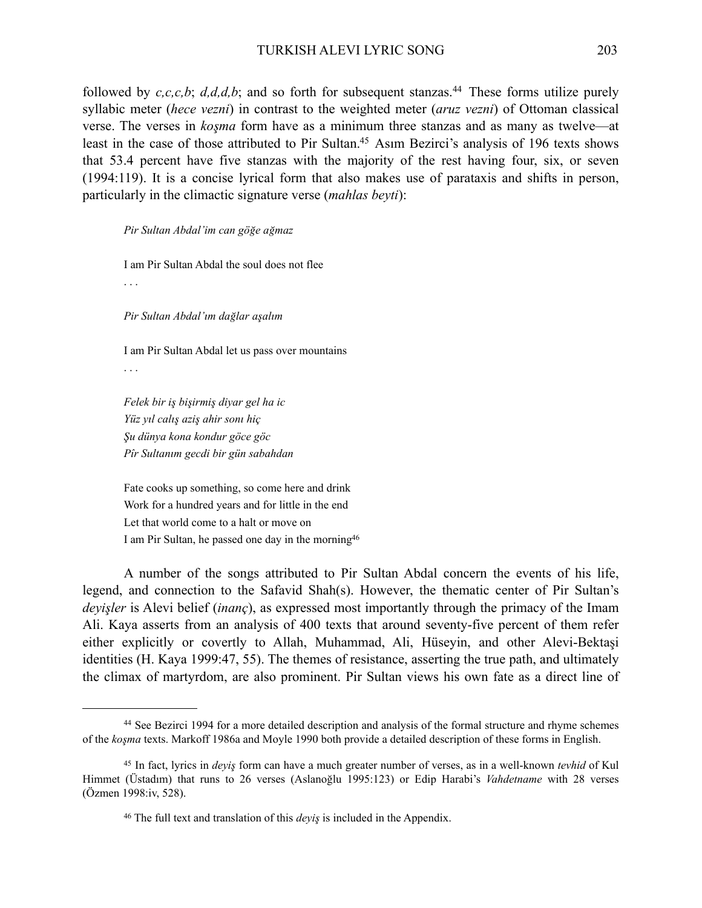followed by *c,c,c,b*; *d,d,d,b*; and so forth for subsequent stanzas.[44] These forms utilize purely syllabic meter (*hece vezni*) in contrast to the weighted meter (*aruz vezni*) of Ottoman classical verse. The verses in *koşma* form have as a minimum three stanzas and as many as twelve—at least in the case of those attributed to Pir Sultan.[45] Asım Bezirci's analysis of 196 texts shows that 53.4 percent have five stanzas with the majority of the rest having four, six, or seven (1994:119). It is a concise lyrical form that also makes use of parataxis and shifts in person, particularly in the climactic signature verse (*mahlas beyti*):

> *Pir Sultan Abdal'im can göğe ağmaz*
>
> I am Pir Sultan Abdal the soul does not flee
>
> . . .
>
> *Pir Sultan Abdal'ım dağlar aşalım*
>
> I am Pir Sultan Abdal let us pass over mountains
>
> . . .
>
> *Felek bir iş bişirmiş diyar gel ha ic*
> *Yüz yıl calış aziş ahir sonı hiç*
> *Şu dünya kona kondur göce göc*
> *Pîr Sultanım gecdi bir gün sabahdan*
>
> Fate cooks up something, so come here and drink
> Work for a hundred years and for little in the end
> Let that world come to a halt or move on
> I am Pir Sultan, he passed one day in the morning[46]

A number of the songs attributed to Pir Sultan Abdal concern the events of his life, legend, and connection to the Safavid Shah(s). However, the thematic center of Pir Sultan's *deyişler* is Alevi belief (*inanç*), as expressed most importantly through the primacy of the Imam Ali. Kaya asserts from an analysis of 400 texts that around seventy-five percent of them refer either explicitly or covertly to Allah, Muhammad, Ali, Hüseyin, and other Alevi-Bektaşi identities (H. Kaya 1999:47, 55). The themes of resistance, asserting the true path, and ultimately the climax of martyrdom, are also prominent. Pir Sultan views his own fate as a direct line of

---

[44] See Bezirci 1994 for a more detailed description and analysis of the formal structure and rhyme schemes of the *koşma* texts. Markoff 1986a and Moyle 1990 both provide a detailed description of these forms in English.

[45] In fact, lyrics in *deyiş* form can have a much greater number of verses, as in a well-known *tevhid* of Kul Himmet (Üstadım) that runs to 26 verses (Aslanoğlu 1995:123) or Edip Harabi's *Vahdetname* with 28 verses (Özmen 1998:iv, 528).

[46] The full text and translation of this *deyiş* is included in the Appendix.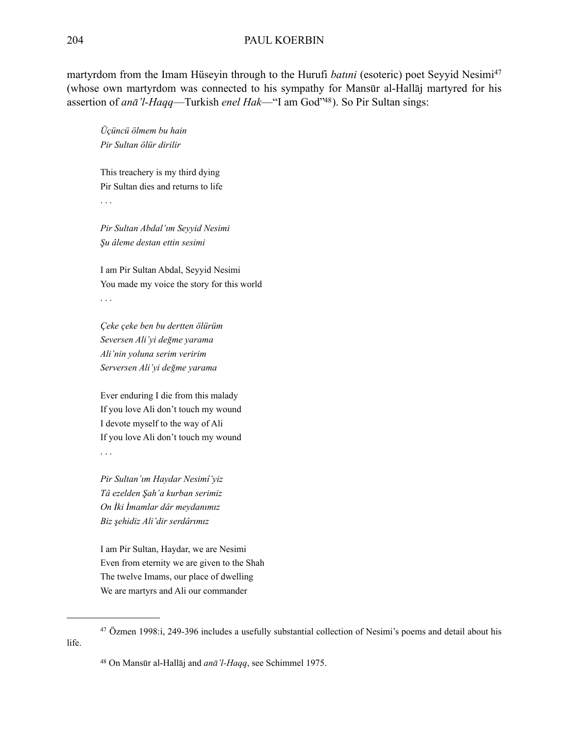martyrdom from the Imam Hüseyin through to the Hurufi *batıni* (esoteric) poet Seyyid Nesimi[47] (whose own martyrdom was connected to his sympathy for Mansūr al-Hallāj martyred for his assertion of *anā'l-Haqq*—Turkish *enel Hak*—"I am God"[48]). So Pir Sultan sings:

> *Üçüncü ölmem bu hain*
> *Pir Sultan ölür dirilir*
>
> This treachery is my third dying
> Pir Sultan dies and returns to life
> . . .
>
> *Pir Sultan Abdal'ım Seyyid Nesimi*
> *Şu âleme destan ettin sesimi*
>
> I am Pir Sultan Abdal, Seyyid Nesimi
> You made my voice the story for this world
> . . .
>
> *Çeke çeke ben bu dertten ölürüm*
> *Seversen Ali'yi değme yarama*
> *Ali'nin yoluna serim veririm*
> *Serversen Ali'yi değme yarama*
>
> Ever enduring I die from this malady
> If you love Ali don't touch my wound
> I devote myself to the way of Ali
> If you love Ali don't touch my wound
> . . .
>
> *Pir Sultan'ım Haydar Nesimî'yiz*
> *Tâ ezelden Şah'a kurban serimiz*
> *On İki İmamlar dâr meydanımız*
> *Biz şehidiz Ali'dir serdârımız*
>
> I am Pir Sultan, Haydar, we are Nesimi
> Even from eternity we are given to the Shah
> The twelve Imams, our place of dwelling
> We are martyrs and Ali our commander

---

[47] Özmen 1998:i, 249-396 includes a usefully substantial collection of Nesimi's poems and detail about his life.

[48] On Mansūr al-Hallāj and *anā'l-Haqq*, see Schimmel 1975.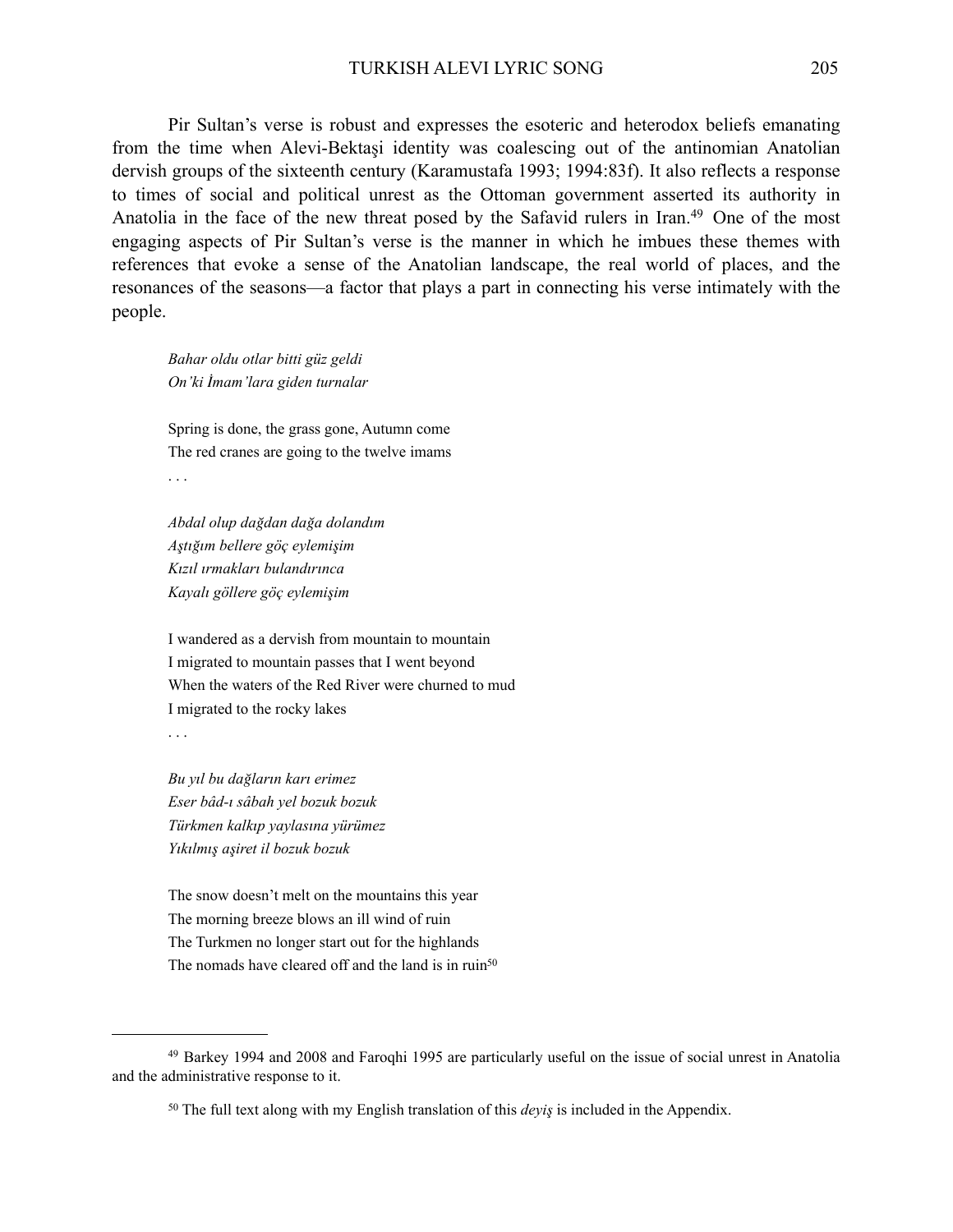Pir Sultan's verse is robust and expresses the esoteric and heterodox beliefs emanating from the time when Alevi-Bektaşi identity was coalescing out of the antinomian Anatolian dervish groups of the sixteenth century (Karamustafa 1993; 1994:83f). It also reflects a response to times of social and political unrest as the Ottoman government asserted its authority in Anatolia in the face of the new threat posed by the Safavid rulers in Iran.[49] One of the most engaging aspects of Pir Sultan's verse is the manner in which he imbues these themes with references that evoke a sense of the Anatolian landscape, the real world of places, and the resonances of the seasons—a factor that plays a part in connecting his verse intimately with the people.

> *Bahar oldu otlar bitti güz geldi*
> *On'ki İmam'lara giden turnalar*
>
> Spring is done, the grass gone, Autumn come
> The red cranes are going to the twelve imams
> . . .
>
> *Abdal olup dağdan dağa dolandım*
> *Aştığım bellere göç eylemişim*
> *Kızıl ırmakları bulandırınca*
> *Kayalı göllere göç eylemişim*
>
> I wandered as a dervish from mountain to mountain
> I migrated to mountain passes that I went beyond
> When the waters of the Red River were churned to mud
> I migrated to the rocky lakes
> . . .
>
> *Bu yıl bu dağların karı erimez*
> *Eser bâd-ı sâbah yel bozuk bozuk*
> *Türkmen kalkıp yaylasına yürümez*
> *Yıkılmış aşiret il bozuk bozuk*
>
> The snow doesn't melt on the mountains this year
> The morning breeze blows an ill wind of ruin
> The Turkmen no longer start out for the highlands
> The nomads have cleared off and the land is in ruin[50]

---

[49] Barkey 1994 and 2008 and Faroqhi 1995 are particularly useful on the issue of social unrest in Anatolia and the administrative response to it.

[50] The full text along with my English translation of this *deyiş* is included in the Appendix.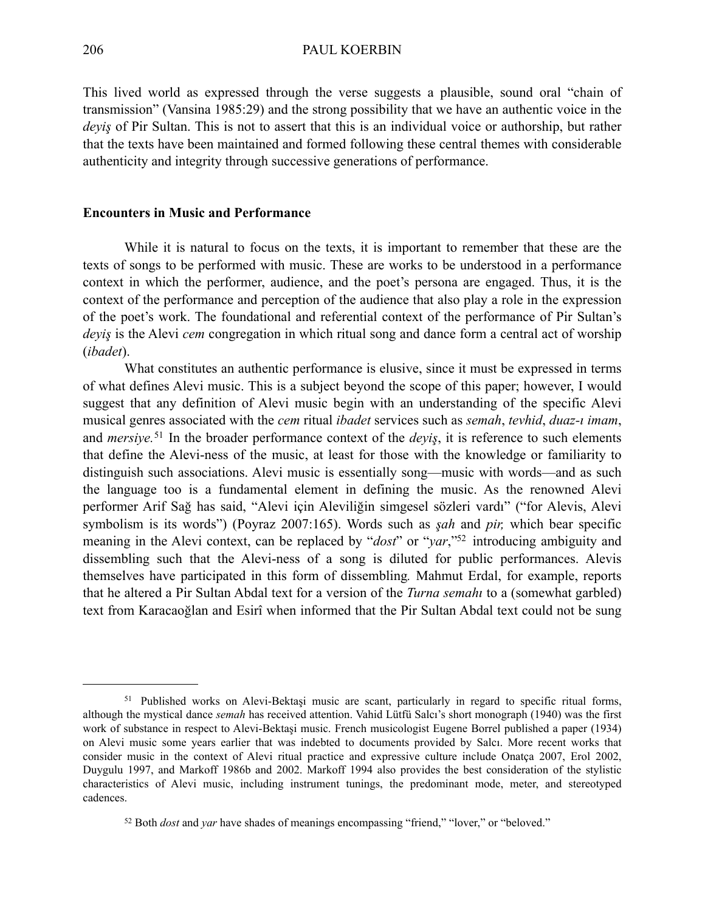This lived world as expressed through the verse suggests a plausible, sound oral "chain of transmission" (Vansina 1985:29) and the strong possibility that we have an authentic voice in the *deyiş* of Pir Sultan. This is not to assert that this is an individual voice or authorship, but rather that the texts have been maintained and formed following these central themes with considerable authenticity and integrity through successive generations of performance.

## Encounters in Music and Performance

While it is natural to focus on the texts, it is important to remember that these are the texts of songs to be performed with music. These are works to be understood in a performance context in which the performer, audience, and the poet's persona are engaged. Thus, it is the context of the performance and perception of the audience that also play a role in the expression of the poet's work. The foundational and referential context of the performance of Pir Sultan's *deyiş* is the Alevi *cem* congregation in which ritual song and dance form a central act of worship (*ibadet*).

What constitutes an authentic performance is elusive, since it must be expressed in terms of what defines Alevi music. This is a subject beyond the scope of this paper; however, I would suggest that any definition of Alevi music begin with an understanding of the specific Alevi musical genres associated with the *cem* ritual *ibadet* services such as *semah*, *tevhid*, *duaz-ı imam*, and *mersiye.*[51] In the broader performance context of the *deyiş*, it is reference to such elements that define the Alevi-ness of the music, at least for those with the knowledge or familiarity to distinguish such associations. Alevi music is essentially song—music with words—and as such the language too is a fundamental element in defining the music. As the renowned Alevi performer Arif Sağ has said, "Alevi için Aleviliğin simgesel sözleri vardı" ("for Alevis, Alevi symbolism is its words") (Poyraz 2007:165). Words such as *şah* and *pir,* which bear specific meaning in the Alevi context, can be replaced by "*dost*" or "*yar*,"[52] introducing ambiguity and dissembling such that the Alevi-ness of a song is diluted for public performances. Alevis themselves have participated in this form of dissembling*.* Mahmut Erdal, for example, reports that he altered a Pir Sultan Abdal text for a version of the *Turna semahı* to a (somewhat garbled) text from Karacaoğlan and Esirî when informed that the Pir Sultan Abdal text could not be sung

---

[51] Published works on Alevi-Bektaşi music are scant, particularly in regard to specific ritual forms, although the mystical dance *semah* has received attention. Vahid Lütfü Salcı's short monograph (1940) was the first work of substance in respect to Alevi-Bektaşi music. French musicologist Eugene Borrel published a paper (1934) on Alevi music some years earlier that was indebted to documents provided by Salcı. More recent works that consider music in the context of Alevi ritual practice and expressive culture include Onatça 2007, Erol 2002, Duygulu 1997, and Markoff 1986b and 2002. Markoff 1994 also provides the best consideration of the stylistic characteristics of Alevi music, including instrument tunings, the predominant mode, meter, and stereotyped cadences.

[52] Both *dost* and *yar* have shades of meanings encompassing "friend," "lover," or "beloved."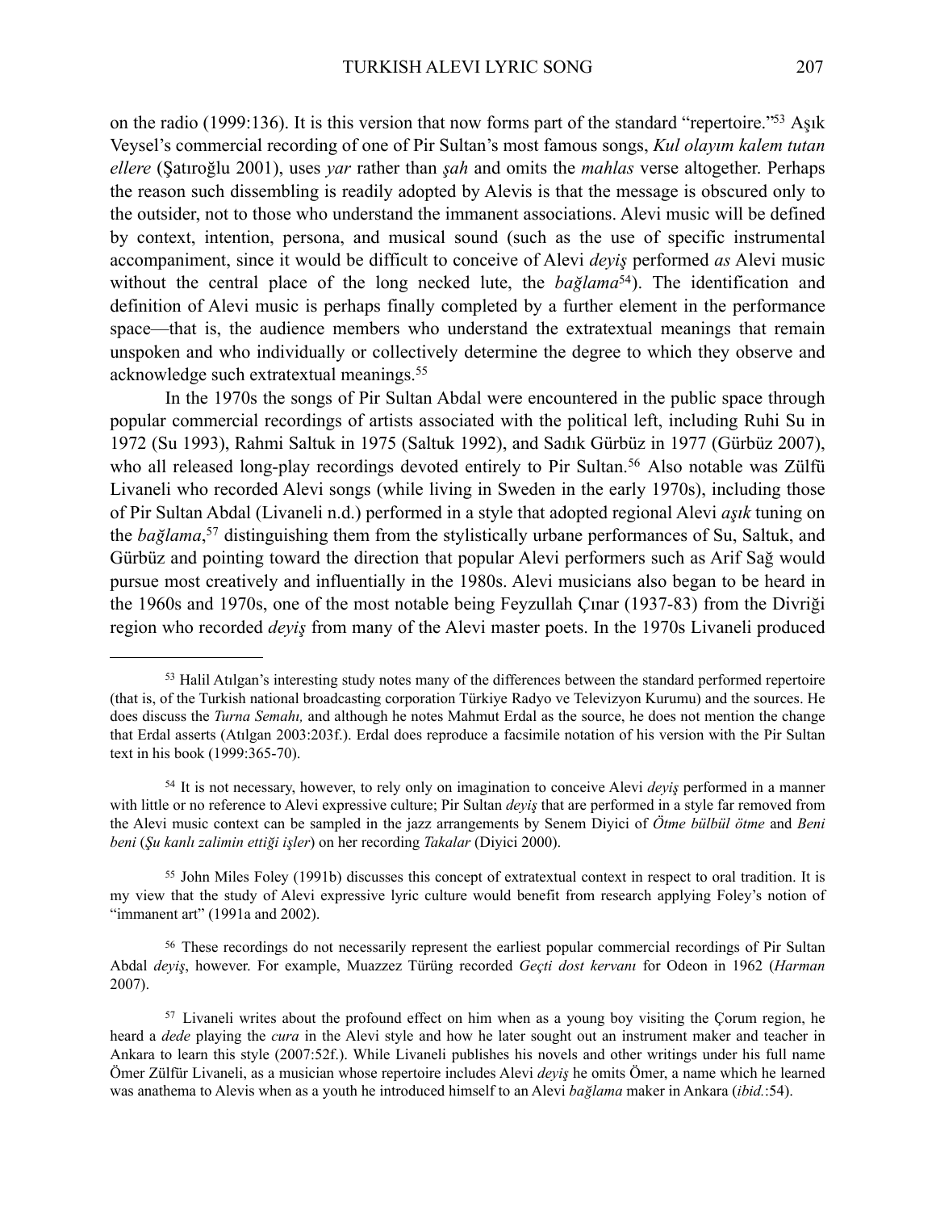on the radio (1999:136). It is this version that now forms part of the standard "repertoire."[53] Aşık Veysel's commercial recording of one of Pir Sultan's most famous songs, *Kul olayım kalem tutan ellere* (Şatıroğlu 2001), uses *yar* rather than *şah* and omits the *mahlas* verse altogether. Perhaps the reason such dissembling is readily adopted by Alevis is that the message is obscured only to the outsider, not to those who understand the immanent associations. Alevi music will be defined by context, intention, persona, and musical sound (such as the use of specific instrumental accompaniment, since it would be difficult to conceive of Alevi *deyiş* performed *as* Alevi music without the central place of the long necked lute, the *bağlama*[54]). The identification and definition of Alevi music is perhaps finally completed by a further element in the performance space—that is, the audience members who understand the extratextual meanings that remain unspoken and who individually or collectively determine the degree to which they observe and acknowledge such extratextual meanings.[55]

In the 1970s the songs of Pir Sultan Abdal were encountered in the public space through popular commercial recordings of artists associated with the political left, including Ruhi Su in 1972 (Su 1993), Rahmi Saltuk in 1975 (Saltuk 1992), and Sadık Gürbüz in 1977 (Gürbüz 2007), who all released long-play recordings devoted entirely to Pir Sultan.[56] Also notable was Zülfü Livaneli who recorded Alevi songs (while living in Sweden in the early 1970s), including those of Pir Sultan Abdal (Livaneli n.d.) performed in a style that adopted regional Alevi *aşık* tuning on the *bağlama*,[57] distinguishing them from the stylistically urbane performances of Su, Saltuk, and Gürbüz and pointing toward the direction that popular Alevi performers such as Arif Sağ would pursue most creatively and influentially in the 1980s. Alevi musicians also began to be heard in the 1960s and 1970s, one of the most notable being Feyzullah Çınar (1937-83) from the Divriği region who recorded *deyiş* from many of the Alevi master poets. In the 1970s Livaneli produced

---

[53] Halil Atılgan's interesting study notes many of the differences between the standard performed repertoire (that is, of the Turkish national broadcasting corporation Türkiye Radyo ve Televizyon Kurumu) and the sources. He does discuss the *Turna Semahı,* and although he notes Mahmut Erdal as the source, he does not mention the change that Erdal asserts (Atılgan 2003:203f.). Erdal does reproduce a facsimile notation of his version with the Pir Sultan text in his book (1999:365-70).

[54] It is not necessary, however, to rely only on imagination to conceive Alevi *deyiş* performed in a manner with little or no reference to Alevi expressive culture; Pir Sultan *deyiş* that are performed in a style far removed from the Alevi music context can be sampled in the jazz arrangements by Senem Diyici of *Ötme bülbül ötme* and *Beni beni* (*Şu kanlı zalimin ettiği işler*) on her recording *Takalar* (Diyici 2000).

[55] John Miles Foley (1991b) discusses this concept of extratextual context in respect to oral tradition. It is my view that the study of Alevi expressive lyric culture would benefit from research applying Foley's notion of "immanent art" (1991a and 2002).

[56] These recordings do not necessarily represent the earliest popular commercial recordings of Pir Sultan Abdal *deyiş*, however. For example, Muazzez Türüng recorded *Geçti dost kervanı* for Odeon in 1962 (*Harman* 2007).

[57] Livaneli writes about the profound effect on him when as a young boy visiting the Çorum region, he heard a *dede* playing the *cura* in the Alevi style and how he later sought out an instrument maker and teacher in Ankara to learn this style (2007:52f.). While Livaneli publishes his novels and other writings under his full name Ömer Zülfür Livaneli, as a musician whose repertoire includes Alevi *deyiş* he omits Ömer, a name which he learned was anathema to Alevis when as a youth he introduced himself to an Alevi *bağlama* maker in Ankara (*ibid.*:54).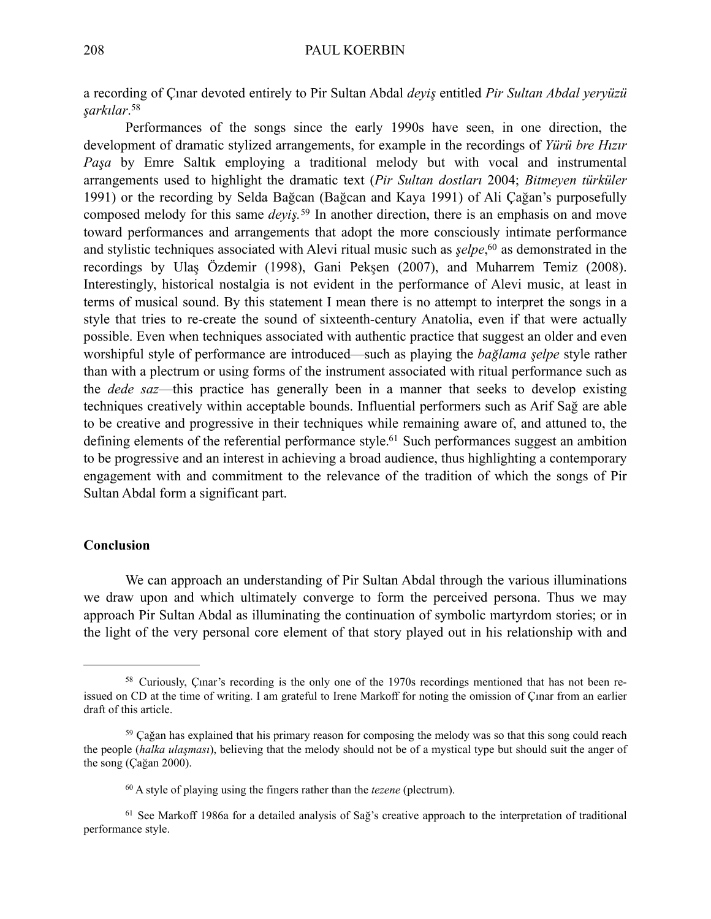a recording of Çınar devoted entirely to Pir Sultan Abdal *deyiş* entitled *Pir Sultan Abdal yeryüzü şarkılar*.[58]

Performances of the songs since the early 1990s have seen, in one direction, the development of dramatic stylized arrangements, for example in the recordings of *Yürü bre Hızır Paşa* by Emre Saltık employing a traditional melody but with vocal and instrumental arrangements used to highlight the dramatic text (*Pir Sultan dostları* 2004; *Bitmeyen türküler* 1991) or the recording by Selda Bağcan (Bağcan and Kaya 1991) of Ali Çağan's purposefully composed melody for this same *deyiş.*[59] In another direction, there is an emphasis on and move toward performances and arrangements that adopt the more consciously intimate performance and stylistic techniques associated with Alevi ritual music such as *şelpe*,[60] as demonstrated in the recordings by Ulaş Özdemir (1998), Gani Pekşen (2007), and Muharrem Temiz (2008). Interestingly, historical nostalgia is not evident in the performance of Alevi music, at least in terms of musical sound. By this statement I mean there is no attempt to interpret the songs in a style that tries to re-create the sound of sixteenth-century Anatolia, even if that were actually possible. Even when techniques associated with authentic practice that suggest an older and even worshipful style of performance are introduced—such as playing the *bağlama şelpe* style rather than with a plectrum or using forms of the instrument associated with ritual performance such as the *dede saz*—this practice has generally been in a manner that seeks to develop existing techniques creatively within acceptable bounds. Influential performers such as Arif Sağ are able to be creative and progressive in their techniques while remaining aware of, and attuned to, the defining elements of the referential performance style.[61] Such performances suggest an ambition to be progressive and an interest in achieving a broad audience, thus highlighting a contemporary engagement with and commitment to the relevance of the tradition of which the songs of Pir Sultan Abdal form a significant part.

## Conclusion

We can approach an understanding of Pir Sultan Abdal through the various illuminations we draw upon and which ultimately converge to form the perceived persona. Thus we may approach Pir Sultan Abdal as illuminating the continuation of symbolic martyrdom stories; or in the light of the very personal core element of that story played out in his relationship with and

---

[58] Curiously, Çınar's recording is the only one of the 1970s recordings mentioned that has not been re-issued on CD at the time of writing. I am grateful to Irene Markoff for noting the omission of Çınar from an earlier draft of this article.

[59] Çağan has explained that his primary reason for composing the melody was so that this song could reach the people (*halka ulaşması*), believing that the melody should not be of a mystical type but should suit the anger of the song (Çağan 2000).

[60] A style of playing using the fingers rather than the *tezene* (plectrum).

[61] See Markoff 1986a for a detailed analysis of Sağ's creative approach to the interpretation of traditional performance style.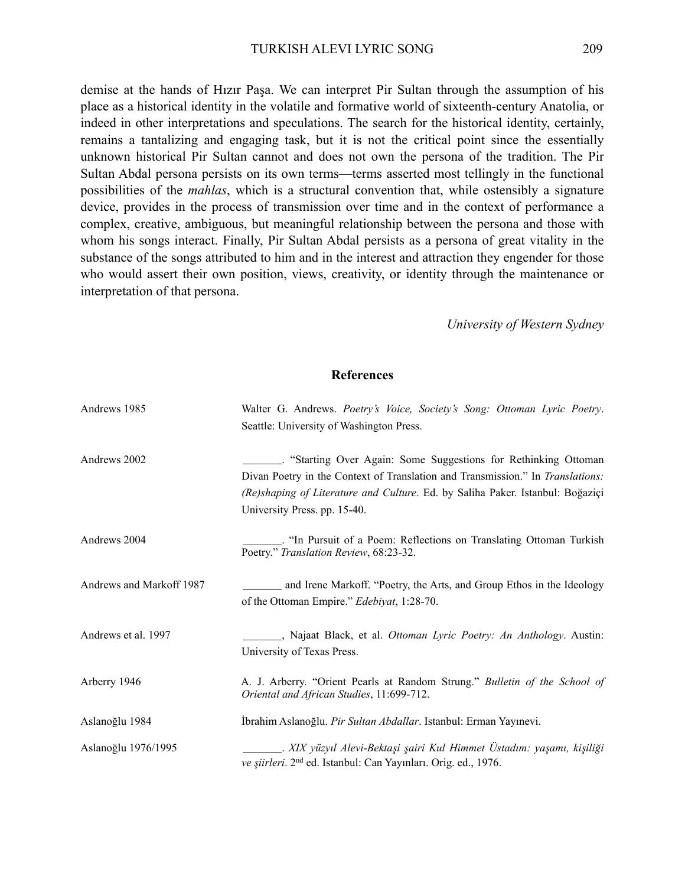demise at the hands of Hızır Paşa. We can interpret Pir Sultan through the assumption of his place as a historical identity in the volatile and formative world of sixteenth-century Anatolia, or indeed in other interpretations and speculations. The search for the historical identity, certainly, remains a tantalizing and engaging task, but it is not the critical point since the essentially unknown historical Pir Sultan cannot and does not own the persona of the tradition. The Pir Sultan Abdal persona persists on its own terms—terms asserted most tellingly in the functional possibilities of the *mahlas*, which is a structural convention that, while ostensibly a signature device, provides in the process of transmission over time and in the context of performance a complex, creative, ambiguous, but meaningful relationship between the persona and those with whom his songs interact. Finally, Pir Sultan Abdal persists as a persona of great vitality in the substance of the songs attributed to him and in the interest and attraction they engender for those who would assert their own position, views, creativity, or identity through the maintenance or interpretation of that persona.

*University of Western Sydney*

## References

| | |
|---|---|
| Andrews 1985 | Walter G. Andrews. *Poetry's Voice, Society's Song: Ottoman Lyric Poetry*. Seattle: University of Washington Press. |
| Andrews 2002 | _______. "Starting Over Again: Some Suggestions for Rethinking Ottoman Divan Poetry in the Context of Translation and Transmission." In *Translations: (Re)shaping of Literature and Culture*. Ed. by Saliha Paker. Istanbul: Boğaziçi University Press. pp. 15-40. |
| Andrews 2004 | _______. "In Pursuit of a Poem: Reflections on Translating Ottoman Turkish Poetry." *Translation Review*, 68:23-32. |
| Andrews and Markoff 1987 | _______ and Irene Markoff. "Poetry, the Arts, and Group Ethos in the Ideology of the Ottoman Empire." *Edebiyat*, 1:28-70. |
| Andrews et al. 1997 | _______, Najaat Black, et al. *Ottoman Lyric Poetry: An Anthology*. Austin: University of Texas Press. |
| Arberry 1946 | A. J. Arberry. "Orient Pearls at Random Strung." *Bulletin of the School of Oriental and African Studies*, 11:699-712. |
| Aslanoğlu 1984 | İbrahim Aslanoğlu. *Pir Sultan Abdallar*. Istanbul: Erman Yayınevi. |
| Aslanoğlu 1976/1995 | _______. *XIX yüzyıl Alevi-Bektaşi şairi Kul Himmet Üstadım: yaşamı, kişiliği ve şiirleri*. 2nd ed. Istanbul: Can Yayınları. Orig. ed., 1976. |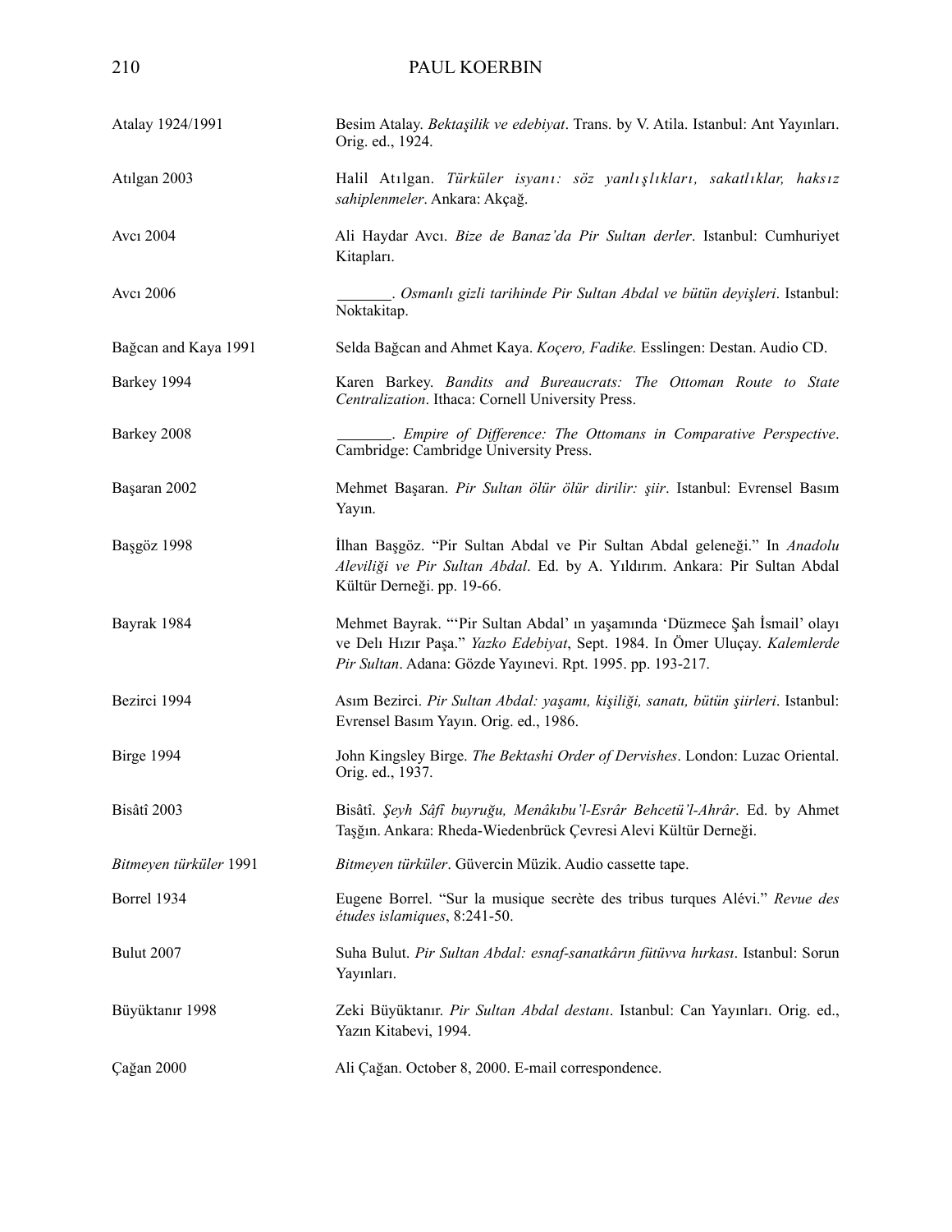| | |
|---|---|
| Atalay 1924/1991 | Besim Atalay. *Bektaşilik ve edebiyat*. Trans. by V. Atila. Istanbul: Ant Yayınları. Orig. ed., 1924. |
| Atılgan 2003 | Halil Atılgan. *Türküler isyanı: söz yanlışlıkları, sakatlıklar, haksız sahiplenmeler*. Ankara: Akçağ. |
| Avcı 2004 | Ali Haydar Avcı. *Bize de Banaz'da Pir Sultan derler*. Istanbul: Cumhuriyet Kitapları. |
| Avcı 2006 | _______. *Osmanlı gizli tarihinde Pir Sultan Abdal ve bütün deyişleri*. Istanbul: Noktakitap. |
| Bağcan and Kaya 1991 | Selda Bağcan and Ahmet Kaya. *Koçero, Fadike.* Esslingen: Destan. Audio CD. |
| Barkey 1994 | Karen Barkey. *Bandits and Bureaucrats: The Ottoman Route to State Centralization*. Ithaca: Cornell University Press. |
| Barkey 2008 | _______. *Empire of Difference: The Ottomans in Comparative Perspective*. Cambridge: Cambridge University Press. |
| Başaran 2002 | Mehmet Başaran. *Pir Sultan ölür ölür dirilir: şiir*. Istanbul: Evrensel Basım Yayın. |
| Başgöz 1998 | İlhan Başgöz. "Pir Sultan Abdal ve Pir Sultan Abdal geleneği." In *Anadolu Aleviliği ve Pir Sultan Abdal*. Ed. by A. Yıldırım. Ankara: Pir Sultan Abdal Kültür Derneği. pp. 19-66. |
| Bayrak 1984 | Mehmet Bayrak. "'Pir Sultan Abdal' ın yaşamında 'Düzmece Şah İsmail' olayı ve Delı Hızır Paşa." *Yazko Edebiyat*, Sept. 1984. In Ömer Uluçay. *Kalemlerde Pir Sultan*. Adana: Gözde Yayınevi. Rpt. 1995. pp. 193-217. |
| Bezirci 1994 | Asım Bezirci. *Pir Sultan Abdal: yaşamı, kişiliği, sanatı, bütün şiirleri*. Istanbul: Evrensel Basım Yayın. Orig. ed., 1986. |
| Birge 1994 | John Kingsley Birge. *The Bektashi Order of Dervishes*. London: Luzac Oriental. Orig. ed., 1937. |
| Bisâtî 2003 | Bisâtî. *Şeyh Sâfî buyruğu, Menâkıbu'l-Esrâr Behcetü'l-Ahrâr*. Ed. by Ahmet Taşğın. Ankara: Rheda-Wiedenbrück Çevresi Alevi Kültür Derneği. |
| *Bitmeyen türküler* 1991 | *Bitmeyen türküler*. Güvercin Müzik. Audio cassette tape. |
| Borrel 1934 | Eugene Borrel. "Sur la musique secrète des tribus turques Alévi." *Revue des études islamiques*, 8:241-50. |
| Bulut 2007 | Suha Bulut. *Pir Sultan Abdal: esnaf-sanatkârın fütüvva hırkası*. Istanbul: Sorun Yayınları. |
| Büyüktanır 1998 | Zeki Büyüktanır. *Pir Sultan Abdal destanı*. Istanbul: Can Yayınları. Orig. ed., Yazın Kitabevi, 1994. |
| Çağan 2000 | Ali Çağan. October 8, 2000. E-mail correspondence. |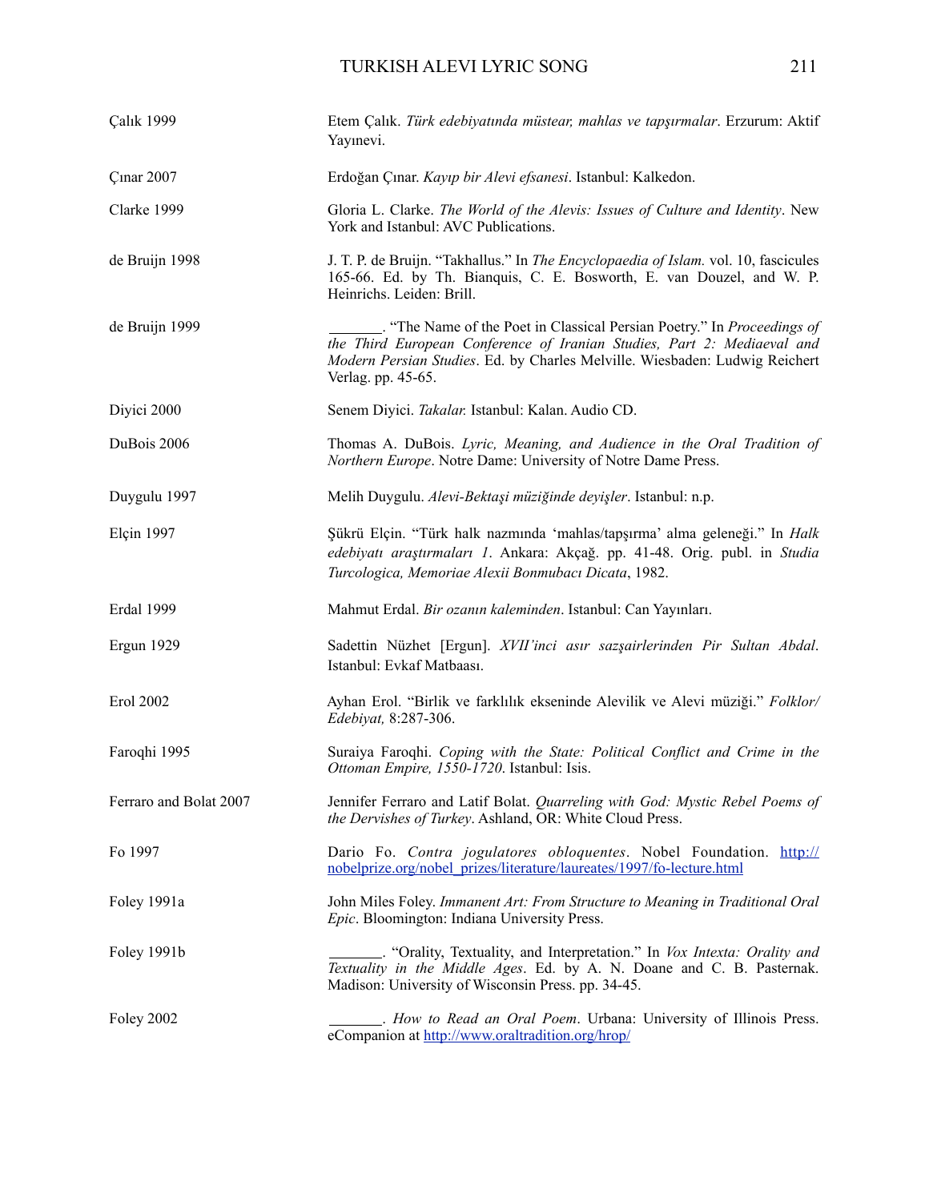| | |
|---|---|
| Çalık 1999 | Etem Çalık. *Türk edebiyatında müstear, mahlas ve tapşırmalar*. Erzurum: Aktif Yayınevi. |
| Çınar 2007 | Erdoğan Çınar. *Kayıp bir Alevi efsanesi*. Istanbul: Kalkedon. |
| Clarke 1999 | Gloria L. Clarke. *The World of the Alevis: Issues of Culture and Identity*. New York and Istanbul: AVC Publications. |
| de Bruijn 1998 | J. T. P. de Bruijn. "Takhallus." In *The Encyclopaedia of Islam.* vol. 10, fascicules 165-66. Ed. by Th. Bianquis, C. E. Bosworth, E. van Douzel, and W. P. Heinrichs. Leiden: Brill. |
| de Bruijn 1999 | _______. "The Name of the Poet in Classical Persian Poetry." In *Proceedings of the Third European Conference of Iranian Studies, Part 2: Mediaeval and Modern Persian Studies*. Ed. by Charles Melville. Wiesbaden: Ludwig Reichert Verlag. pp. 45-65. |
| Diyici 2000 | Senem Diyici. *Takalar.* Istanbul: Kalan. Audio CD. |
| DuBois 2006 | Thomas A. DuBois. *Lyric, Meaning, and Audience in the Oral Tradition of Northern Europe*. Notre Dame: University of Notre Dame Press. |
| Duygulu 1997 | Melih Duygulu. *Alevi-Bektaşi müziğinde deyişler*. Istanbul: n.p. |
| Elçin 1997 | Şükrü Elçin. "Türk halk nazmında 'mahlas/tapşırma' alma geleneği." In *Halk edebiyatı araştırmaları 1*. Ankara: Akçağ. pp. 41-48. Orig. publ. in *Studia Turcologica, Memoriae Alexii Bonmubacı Dicata*, 1982. |
| Erdal 1999 | Mahmut Erdal. *Bir ozanın kaleminden*. Istanbul: Can Yayınları. |
| Ergun 1929 | Sadettin Nüzhet [Ergun]. *XVII'inci asır sazşairlerinden Pir Sultan Abdal*. Istanbul: Evkaf Matbaası. |
| Erol 2002 | Ayhan Erol. "Birlik ve farklılık ekseninde Alevilik ve Alevi müziği." *Folklor/Edebiyat,* 8:287-306. |
| Faroqhi 1995 | Suraiya Faroqhi. *Coping with the State: Political Conflict and Crime in the Ottoman Empire, 1550-1720*. Istanbul: Isis. |
| Ferraro and Bolat 2007 | Jennifer Ferraro and Latif Bolat. *Quarreling with God: Mystic Rebel Poems of the Dervishes of Turkey*. Ashland, OR: White Cloud Press. |
| Fo 1997 | Dario Fo. *Contra jogulatores obloquentes*. Nobel Foundation. http://nobelprize.org/nobel_prizes/literature/laureates/1997/fo-lecture.html |
| Foley 1991a | John Miles Foley. *Immanent Art: From Structure to Meaning in Traditional Oral Epic*. Bloomington: Indiana University Press. |
| Foley 1991b | _______. "Orality, Textuality, and Interpretation." In *Vox Intexta: Orality and Textuality in the Middle Ages*. Ed. by A. N. Doane and C. B. Pasternak. Madison: University of Wisconsin Press. pp. 34-45. |
| Foley 2002 | _______. *How to Read an Oral Poem*. Urbana: University of Illinois Press. eCompanion at http://www.oraltradition.org/hrop/ |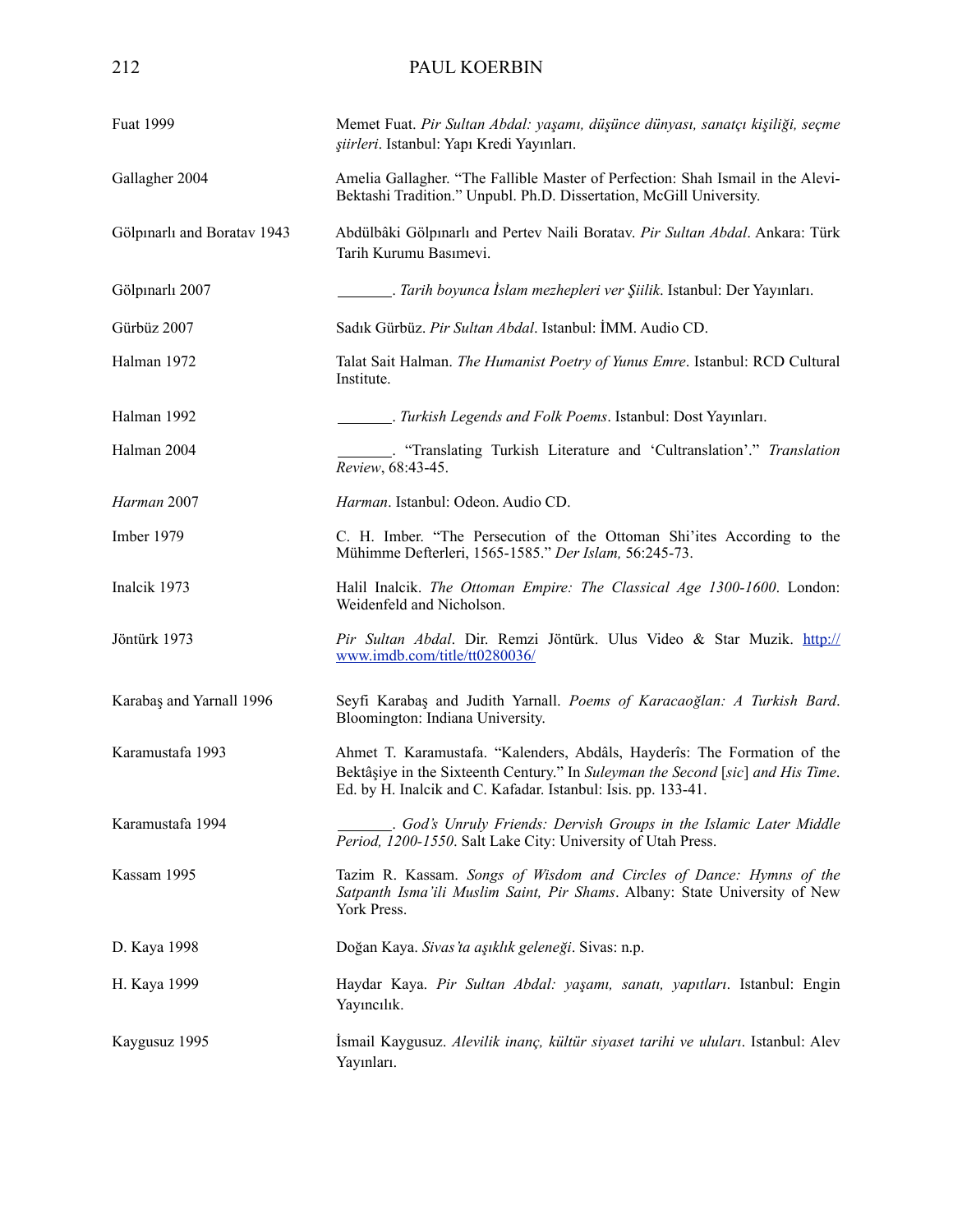| | |
|---|---|
| Fuat 1999 | Memet Fuat. *Pir Sultan Abdal: yaşamı, düşünce dünyası, sanatçı kişiliği, seçme şiirleri*. Istanbul: Yapı Kredi Yayınları. |
| Gallagher 2004 | Amelia Gallagher. "The Fallible Master of Perfection: Shah Ismail in the Alevi-Bektashi Tradition." Unpubl. Ph.D. Dissertation, McGill University. |
| Gölpınarlı and Boratav 1943 | Abdülbâki Gölpınarlı and Pertev Naili Boratav. *Pir Sultan Abdal*. Ankara: Türk Tarih Kurumu Basımevi. |
| Gölpınarlı 2007 | _______. *Tarih boyunca İslam mezhepleri ver Şiilik*. Istanbul: Der Yayınları. |
| Gürbüz 2007 | Sadık Gürbüz. *Pir Sultan Abdal*. Istanbul: İMM. Audio CD. |
| Halman 1972 | Talat Sait Halman. *The Humanist Poetry of Yunus Emre*. Istanbul: RCD Cultural Institute. |
| Halman 1992 | _______. *Turkish Legends and Folk Poems*. Istanbul: Dost Yayınları. |
| Halman 2004 | _______. "Translating Turkish Literature and 'Cultranslation'." *Translation Review*, 68:43-45. |
| *Harman* 2007 | *Harman*. Istanbul: Odeon. Audio CD. |
| Imber 1979 | C. H. Imber. "The Persecution of the Ottoman Shi'ites According to the Mühimme Defterleri, 1565-1585." *Der Islam,* 56:245-73. |
| Inalcik 1973 | Halil Inalcik. *The Ottoman Empire: The Classical Age 1300-1600*. London: Weidenfeld and Nicholson. |
| Jöntürk 1973 | *Pir Sultan Abdal*. Dir. Remzi Jöntürk. Ulus Video & Star Muzik. http://www.imdb.com/title/tt0280036/ |
| Karabaş and Yarnall 1996 | Seyfi Karabaş and Judith Yarnall. *Poems of Karacaoğlan: A Turkish Bard*. Bloomington: Indiana University. |
| Karamustafa 1993 | Ahmet T. Karamustafa. "Kalenders, Abdâls, Hayderîs: The Formation of the Bektâşiye in the Sixteenth Century." In *Suleyman the Second* [*sic*] *and His Time*. Ed. by H. Inalcik and C. Kafadar. Istanbul: Isis. pp. 133-41. |
| Karamustafa 1994 | _______. *God's Unruly Friends: Dervish Groups in the Islamic Later Middle Period, 1200-1550*. Salt Lake City: University of Utah Press. |
| Kassam 1995 | Tazim R. Kassam. *Songs of Wisdom and Circles of Dance: Hymns of the Satpanth Isma'ili Muslim Saint, Pir Shams*. Albany: State University of New York Press. |
| D. Kaya 1998 | Doğan Kaya. *Sivas'ta aşıklık geleneği*. Sivas: n.p. |
| H. Kaya 1999 | Haydar Kaya. *Pir Sultan Abdal: yaşamı, sanatı, yapıtları*. Istanbul: Engin Yayıncılık. |
| Kaygusuz 1995 | İsmail Kaygusuz. *Alevilik inanç, kültür siyaset tarihi ve ulularıı*. Istanbul: Alev Yayınları. |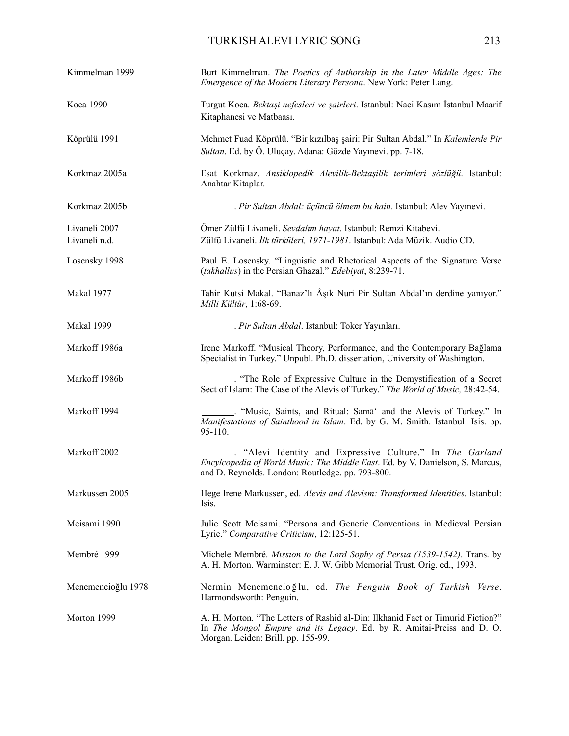| | |
|---|---|
| Kimmelman 1999 | Burt Kimmelman. *The Poetics of Authorship in the Later Middle Ages: The Emergence of the Modern Literary Persona*. New York: Peter Lang. |
| Koca 1990 | Turgut Koca. *Bektaşi nefesleri ve şairleri*. Istanbul: Naci Kasım İstanbul Maarif Kitaphanesi ve Matbaası. |
| Köprülü 1991 | Mehmet Fuad Köprülü. "Bir kızılbaş şairi: Pir Sultan Abdal." In *Kalemlerde Pir Sultan*. Ed. by Ö. Uluçay. Adana: Gözde Yayınevi. pp. 7-18. |
| Korkmaz 2005a | Esat Korkmaz. *Ansiklopedik Alevilik-Bektaşilik terimleri sözlüğü*. Istanbul: Anahtar Kitaplar. |
| Korkmaz 2005b | \_\_\_\_\_\_\_. *Pir Sultan Abdal: üçüncü ölmem bu hain*. Istanbul: Alev Yayınevi. |
| Livaneli 2007 | Ömer Zülfü Livaneli. *Sevdalım hayat*. Istanbul: Remzi Kitabevi. |
| Livaneli n.d. | Zülfü Livaneli. *İlk türküleri, 1971-1981*. Istanbul: Ada Müzik. Audio CD. |
| Losensky 1998 | Paul E. Losensky. "Linguistic and Rhetorical Aspects of the Signature Verse (*takhallus*) in the Persian Ghazal." *Edebiyat*, 8:239-71. |
| Makal 1977 | Tahir Kutsi Makal. "Banaz'lı Âşık Nuri Pir Sultan Abdal'ın derdine yanıyor." *Milli Kültür*, 1:68-69. |
| Makal 1999 | \_\_\_\_\_\_\_. *Pir Sultan Abdal*. Istanbul: Toker Yayınları. |
| Markoff 1986a | Irene Markoff. "Musical Theory, Performance, and the Contemporary Bağlama Specialist in Turkey." Unpubl. Ph.D. dissertation, University of Washington. |
| Markoff 1986b | \_\_\_\_\_\_\_. "The Role of Expressive Culture in the Demystification of a Secret Sect of Islam: The Case of the Alevis of Turkey." *The World of Music,* 28:42-54. |
| Markoff 1994 | \_\_\_\_\_\_\_. "Music, Saints, and Ritual: Samā' and the Alevis of Turkey." In *Manifestations of Sainthood in Islam*. Ed. by G. M. Smith. Istanbul: Isis. pp. 95-110. |
| Markoff 2002 | \_\_\_\_\_\_\_. "Alevi Identity and Expressive Culture." In *The Garland Encylcopedia of World Music: The Middle East*. Ed. by V. Danielson, S. Marcus, and D. Reynolds. London: Routledge. pp. 793-800. |
| Markussen 2005 | Hege Irene Markussen, ed. *Alevis and Alevism: Transformed Identities*. Istanbul: Isis. |
| Meisami 1990 | Julie Scott Meisami. "Persona and Generic Conventions in Medieval Persian Lyric." *Comparative Criticism*, 12:125-51. |
| Membré 1999 | Michele Membré. *Mission to the Lord Sophy of Persia (1539-1542)*. Trans. by A. H. Morton. Warminster: E. J. W. Gibb Memorial Trust. Orig. ed., 1993. |
| Menemencioğlu 1978 | Nermin Menemencioğlu, ed. *The Penguin Book of Turkish Verse*. Harmondsworth: Penguin. |
| Morton 1999 | A. H. Morton. "The Letters of Rashid al-Din: Ilkhanid Fact or Timurid Fiction?" In *The Mongol Empire and its Legacy*. Ed. by R. Amitai-Preiss and D. O. Morgan. Leiden: Brill. pp. 155-99. |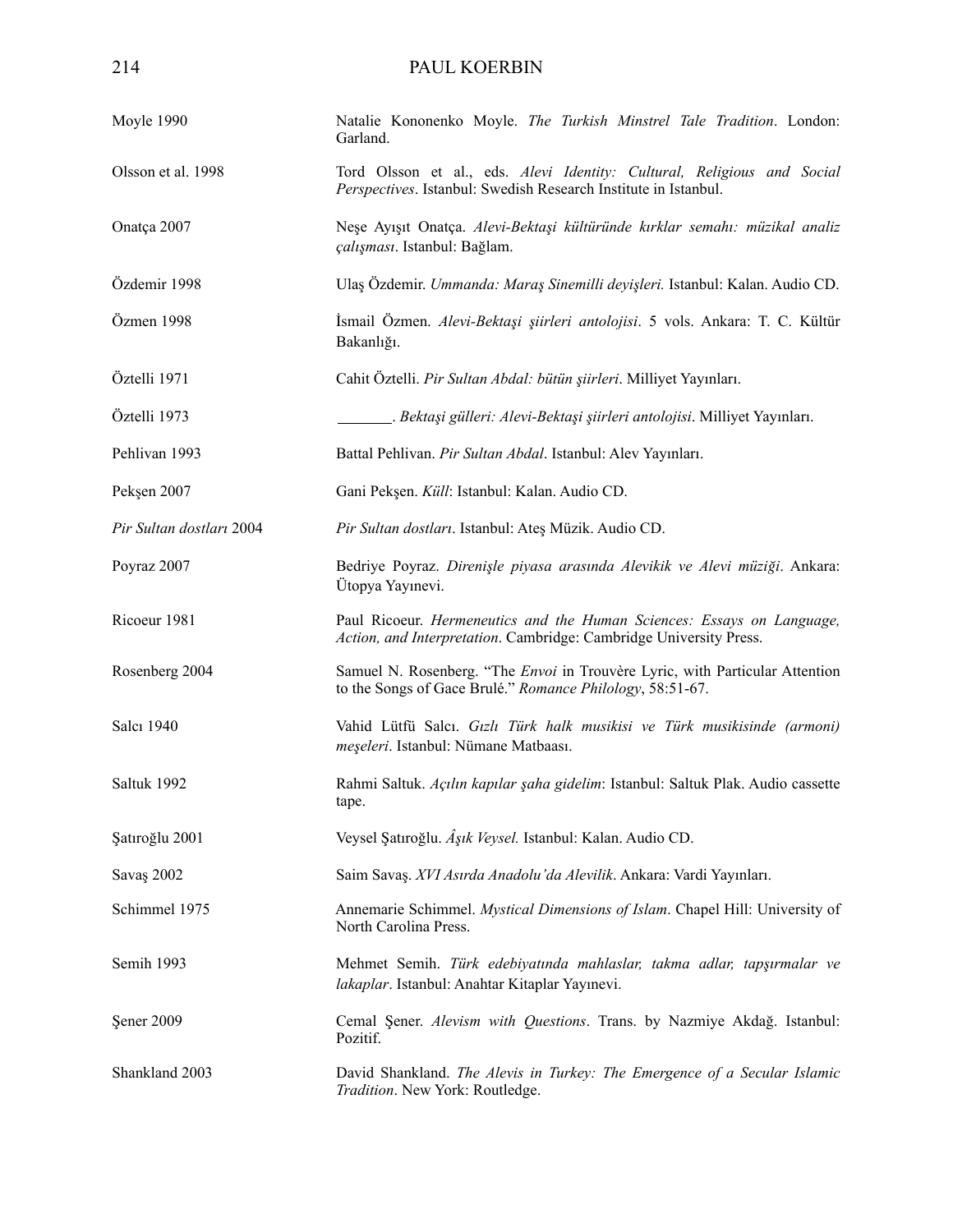| | |
|---|---|
| Moyle 1990 | Natalie Kononenko Moyle. *The Turkish Minstrel Tale Tradition*. London: Garland. |
| Olsson et al. 1998 | Tord Olsson et al., eds. *Alevi Identity: Cultural, Religious and Social Perspectives*. Istanbul: Swedish Research Institute in Istanbul. |
| Onatça 2007 | Neşe Ayışıt Onatça. *Alevi-Bektaşi kültüründe kırklar semahı: müzikal analiz çalışması*. Istanbul: Bağlam. |
| Özdemir 1998 | Ulaş Özdemir. *Ummanda: Maraş Sinemilli deyişleri.* Istanbul: Kalan. Audio CD. |
| Özmen 1998 | İsmail Özmen. *Alevi-Bektaşi şiirleri antolojisi*. 5 vols. Ankara: T. C. Kültür Bakanlığı. |
| Öztelli 1971 | Cahit Öztelli. *Pir Sultan Abdal: bütün şiirleri*. Milliyet Yayınları. |
| Öztelli 1973 | _______. *Bektaşi gülleri: Alevi-Bektaşi şiirleri antolojisi*. Milliyet Yayınları. |
| Pehlivan 1993 | Battal Pehlivan. *Pir Sultan Abdal*. Istanbul: Alev Yayınları. |
| Pekşen 2007 | Gani Pekşen. *Küll*: Istanbul: Kalan. Audio CD. |
| *Pir Sultan dostları* 2004 | *Pir Sultan dostları*. Istanbul: Ateş Müzik. Audio CD. |
| Poyraz 2007 | Bedriye Poyraz. *Direnişle piyasa arasında Alevikik ve Alevi müziği*. Ankara: Ütopya Yayınevi. |
| Ricoeur 1981 | Paul Ricoeur. *Hermeneutics and the Human Sciences: Essays on Language, Action, and Interpretation*. Cambridge: Cambridge University Press. |
| Rosenberg 2004 | Samuel N. Rosenberg. "The *Envoi* in Trouvère Lyric, with Particular Attention to the Songs of Gace Brulé." *Romance Philology*, 58:51-67. |
| Salcı 1940 | Vahid Lütfü Salcı. *Gızlı Türk halk musikisi ve Türk musikisinde (armoni) meşeleri*. Istanbul: Nümane Matbaası. |
| Saltuk 1992 | Rahmi Saltuk. *Açılın kapılar şaha gidelim*: Istanbul: Saltuk Plak. Audio cassette tape. |
| Şatıroğlu 2001 | Veysel Şatıroğlu. *Âşık Veysel.* Istanbul: Kalan. Audio CD. |
| Savaş 2002 | Saim Savaş. *XVI Asırda Anadolu'da Alevilik*. Ankara: Vardi Yayınları. |
| Schimmel 1975 | Annemarie Schimmel. *Mystical Dimensions of Islam*. Chapel Hill: University of North Carolina Press. |
| Semih 1993 | Mehmet Semih. *Türk edebiyatında mahlaslar, takma adlar, tapşırmalar ve lakaplar*. Istanbul: Anahtar Kitaplar Yayınevi. |
| Şener 2009 | Cemal Şener. *Alevism with Questions*. Trans. by Nazmiye Akdağ. Istanbul: Pozitif. |
| Shankland 2003 | David Shankland. *The Alevis in Turkey: The Emergence of a Secular Islamic Tradition*. New York: Routledge. |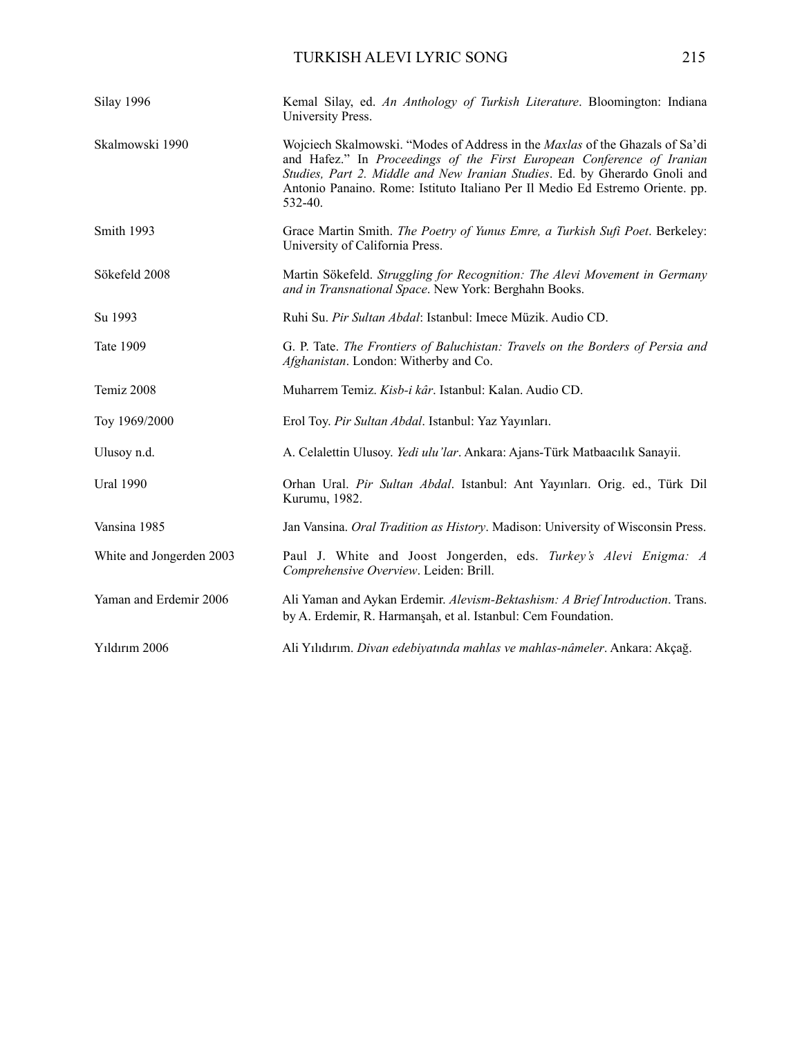Silay 1996 — Kemal Silay, ed. *An Anthology of Turkish Literature*. Bloomington: Indiana University Press.

Skalmowski 1990 — Wojciech Skalmowski. “Modes of Address in the *Maxlas* of the Ghazals of Sa’di and Hafez.” In *Proceedings of the First European Conference of Iranian Studies, Part 2. Middle and New Iranian Studies*. Ed. by Gherardo Gnoli and Antonio Panaino. Rome: Istituto Italiano Per Il Medio Ed Estremo Oriente. pp. 532-40.

Smith 1993 — Grace Martin Smith. *The Poetry of Yunus Emre, a Turkish Sufi Poet*. Berkeley: University of California Press.

Sökefeld 2008 — Martin Sökefeld. *Struggling for Recognition: The Alevi Movement in Germany and in Transnational Space*. New York: Berghahn Books.

Su 1993 — Ruhi Su. *Pir Sultan Abdal*: Istanbul: Imece Müzik. Audio CD.

Tate 1909 — G. P. Tate. *The Frontiers of Baluchistan: Travels on the Borders of Persia and Afghanistan*. London: Witherby and Co.

Temiz 2008 — Muharrem Temiz. *Kisb-i kâr*. Istanbul: Kalan. Audio CD.

Toy 1969/2000 — Erol Toy. *Pir Sultan Abdal*. Istanbul: Yaz Yayınları.

Ulusoy n.d. — A. Celalettin Ulusoy. *Yedi ulu’lar*. Ankara: Ajans-Türk Matbaacılık Sanayii.

Ural 1990 — Orhan Ural. *Pir Sultan Abdal*. Istanbul: Ant Yayınları. Orig. ed., Türk Dil Kurumu, 1982.

Vansina 1985 — Jan Vansina. *Oral Tradition as History*. Madison: University of Wisconsin Press.

White and Jongerden 2003 — Paul J. White and Joost Jongerden, eds. *Turkey’s Alevi Enigma: A Comprehensive Overview*. Leiden: Brill.

Yaman and Erdemir 2006 — Ali Yaman and Aykan Erdemir. *Alevism-Bektashism: A Brief Introduction*. Trans. by A. Erdemir, R. Harmanşah, et al. Istanbul: Cem Foundation.

Yıldırım 2006 — Ali Yılıdırım. *Divan edebiyatında mahlas ve mahlas-nâmeler*. Ankara: Akçağ.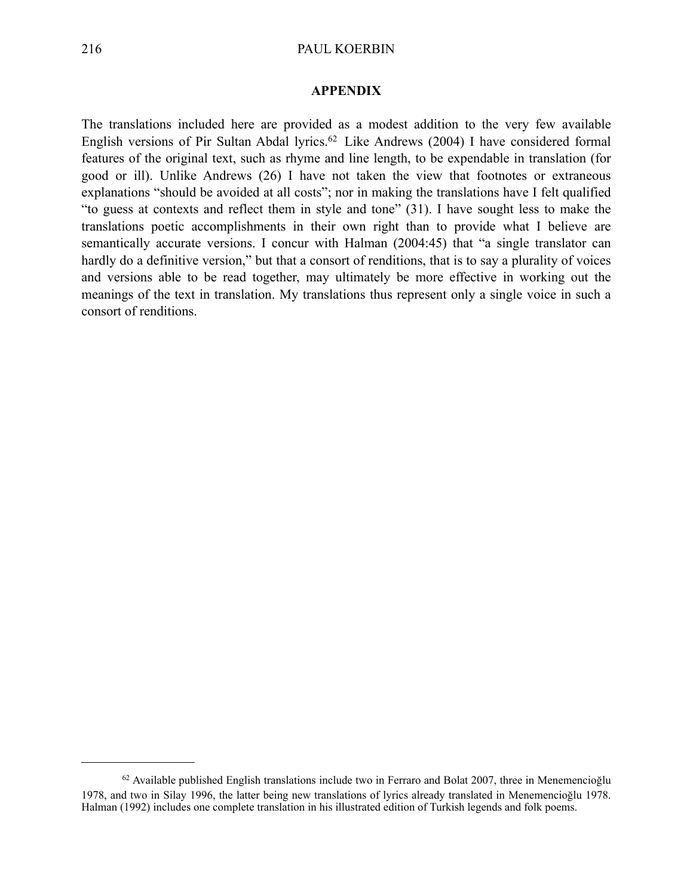## APPENDIX

The translations included here are provided as a modest addition to the very few available English versions of Pir Sultan Abdal lyrics.[62] Like Andrews (2004) I have considered formal features of the original text, such as rhyme and line length, to be expendable in translation (for good or ill). Unlike Andrews (26) I have not taken the view that footnotes or extraneous explanations "should be avoided at all costs"; nor in making the translations have I felt qualified "to guess at contexts and reflect them in style and tone" (31). I have sought less to make the translations poetic accomplishments in their own right than to provide what I believe are semantically accurate versions. I concur with Halman (2004:45) that "a single translator can hardly do a definitive version," but that a consort of renditions, that is to say a plurality of voices and versions able to be read together, may ultimately be more effective in working out the meanings of the text in translation. My translations thus represent only a single voice in such a consort of renditions.

---

[62] Available published English translations include two in Ferraro and Bolat 2007, three in Menemencioğlu 1978, and two in Silay 1996, the latter being new translations of lyrics already translated in Menemencioğlu 1978. Halman (1992) includes one complete translation in his illustrated edition of Turkish legends and folk poems.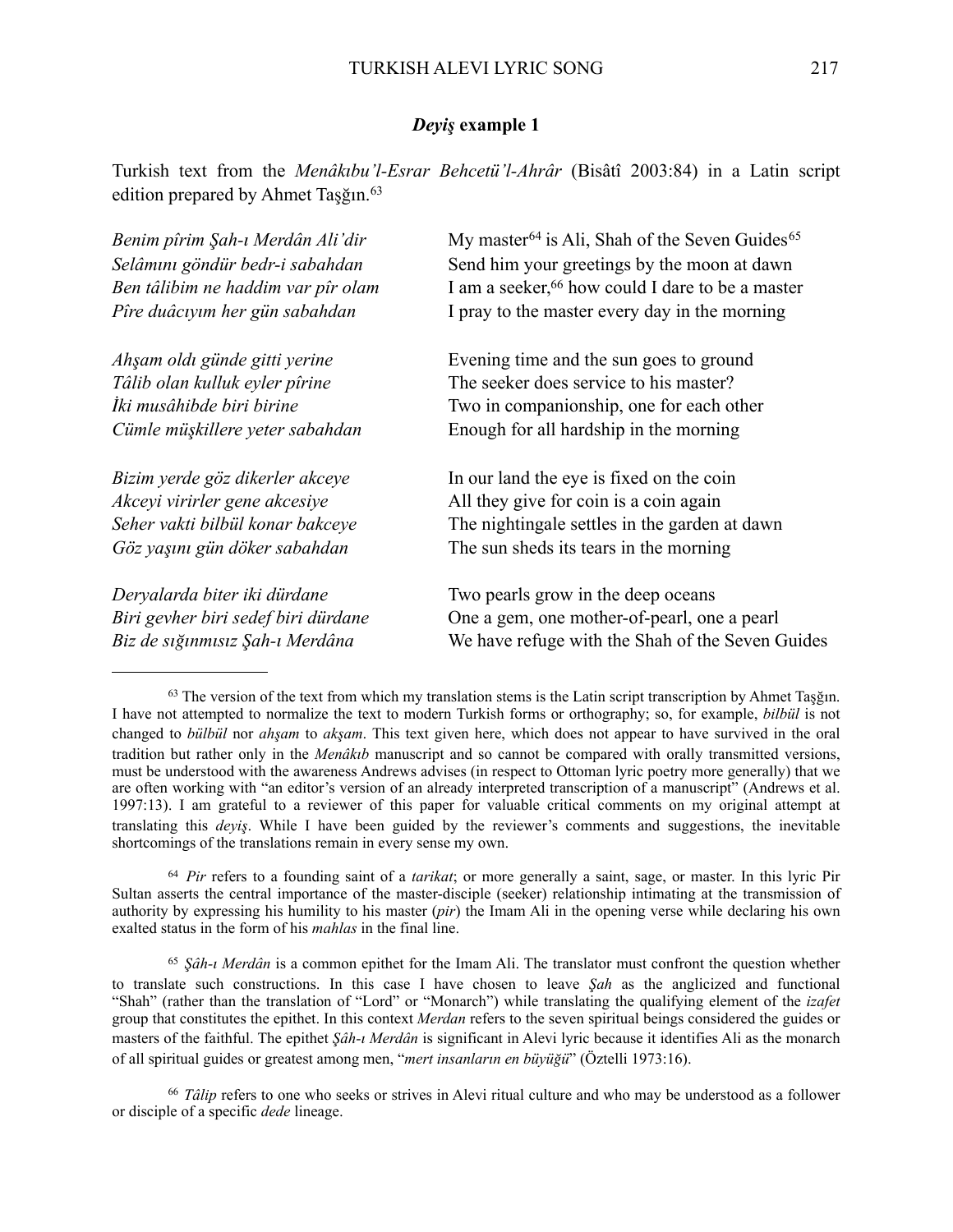### *Deyiş* example 1

Turkish text from the *Menâkıbu'l-Esrar Behcetü'l-Ahrâr* (Bisâtî 2003:84) in a Latin script edition prepared by Ahmet Taşğın.[63]

| | |
|---|---|
| *Benim pîrim Şah-ı Merdân Ali'dir* | My master[64] is Ali, Shah of the Seven Guides[65] |
| *Selâmını göndür bedr-i sabahdan* | Send him your greetings by the moon at dawn |
| *Ben tâlibim ne haddim var pîr olam* | I am a seeker,[66] how could I dare to be a master |
| *Pîre duâcıyım her gün sabahdan* | I pray to the master every day in the morning |
| | |
| *Ahşam oldı günde gitti yerine* | Evening time and the sun goes to ground |
| *Tâlib olan kulluk eyler pîrine* | The seeker does service to his master? |
| *İki musâhibde biri birine* | Two in companionship, one for each other |
| *Cümle müşkillere yeter sabahdan* | Enough for all hardship in the morning |
| | |
| *Bizim yerde göz dikerler akceye* | In our land the eye is fixed on the coin |
| *Akceyi virirler gene akcesiye* | All they give for coin is a coin again |
| *Seher vakti bilbül konar bakceye* | The nightingale settles in the garden at dawn |
| *Göz yaşını gün döker sabahdan* | The sun sheds its tears in the morning |
| | |
| *Deryalarda biter iki dürdane* | Two pearls grow in the deep oceans |
| *Biri gevher biri sedef biri dürdane* | One a gem, one mother-of-pearl, one a pearl |
| *Biz de sığınmısız Şah-ı Merdâna* | We have refuge with the Shah of the Seven Guides |

---

[63] The version of the text from which my translation stems is the Latin script transcription by Ahmet Taşğın. I have not attempted to normalize the text to modern Turkish forms or orthography; so, for example, *bilbül* is not changed to *bülbül* nor *ahşam* to *akşam*. This text given here, which does not appear to have survived in the oral tradition but rather only in the *Menâkıb* manuscript and so cannot be compared with orally transmitted versions, must be understood with the awareness Andrews advises (in respect to Ottoman lyric poetry more generally) that we are often working with "an editor's version of an already interpreted transcription of a manuscript" (Andrews et al. 1997:13). I am grateful to a reviewer of this paper for valuable critical comments on my original attempt at translating this *deyiş*. While I have been guided by the reviewer's comments and suggestions, the inevitable shortcomings of the translations remain in every sense my own.

[64] *Pir* refers to a founding saint of a *tarikat*; or more generally a saint, sage, or master. In this lyric Pir Sultan asserts the central importance of the master-disciple (seeker) relationship intimating at the transmission of authority by expressing his humility to his master (*pir*) the Imam Ali in the opening verse while declaring his own exalted status in the form of his *mahlas* in the final line.

[65] *Şâh-ı Merdân* is a common epithet for the Imam Ali. The translator must confront the question whether to translate such constructions. In this case I have chosen to leave *Şah* as the anglicized and functional "Shah" (rather than the translation of "Lord" or "Monarch") while translating the qualifying element of the *izafet* group that constitutes the epithet. In this context *Merdan* refers to the seven spiritual beings considered the guides or masters of the faithful. The epithet *Şâh-ı Merdân* is significant in Alevi lyric because it identifies Ali as the monarch of all spiritual guides or greatest among men, "*mert insanların en büyüğü*" (Öztelli 1973:16).

[66] *Tâlip* refers to one who seeks or strives in Alevi ritual culture and who may be understood as a follower or disciple of a specific *dede* lineage.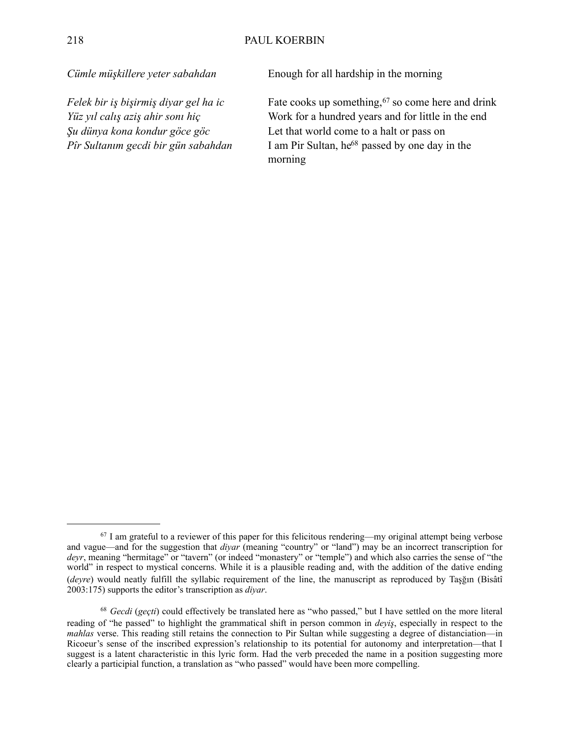| | |
|---|---|
| *Cümle müşkillere yeter sabahdan* | Enough for all hardship in the morning |
| | |
| *Felek bir iş bişirmiş diyar gel ha ic* | Fate cooks up something,[67] so come here and drink |
| *Yüz yıl calış aziş ahir sonı hiç* | Work for a hundred years and for little in the end |
| *Şu dünya kona kondur göce göc* | Let that world come to a halt or pass on |
| *Pîr Sultanım gecdi bir gün sabahdan* | I am Pir Sultan, he[68] passed by one day in the morning |

---

[67] I am grateful to a reviewer of this paper for this felicitous rendering—my original attempt being verbose and vague—and for the suggestion that *diyar* (meaning "country" or "land") may be an incorrect transcription for *deyr*, meaning "hermitage" or "tavern" (or indeed "monastery" or "temple") and which also carries the sense of "the world" in respect to mystical concerns. While it is a plausible reading and, with the addition of the dative ending (*deyre*) would neatly fulfill the syllabic requirement of the line, the manuscript as reproduced by Taşğın (Bisâtî 2003:175) supports the editor's transcription as *diyar*.

[68] *Gecdi* (*geçti*) could effectively be translated here as "who passed," but I have settled on the more literal reading of "he passed" to highlight the grammatical shift in person common in *deyiş*, especially in respect to the *mahlas* verse. This reading still retains the connection to Pir Sultan while suggesting a degree of distanciation—in Ricoeur's sense of the inscribed expression's relationship to its potential for autonomy and interpretation—that I suggest is a latent characteristic in this lyric form. Had the verb preceded the name in a position suggesting more clearly a participial function, a translation as "who passed" would have been more compelling.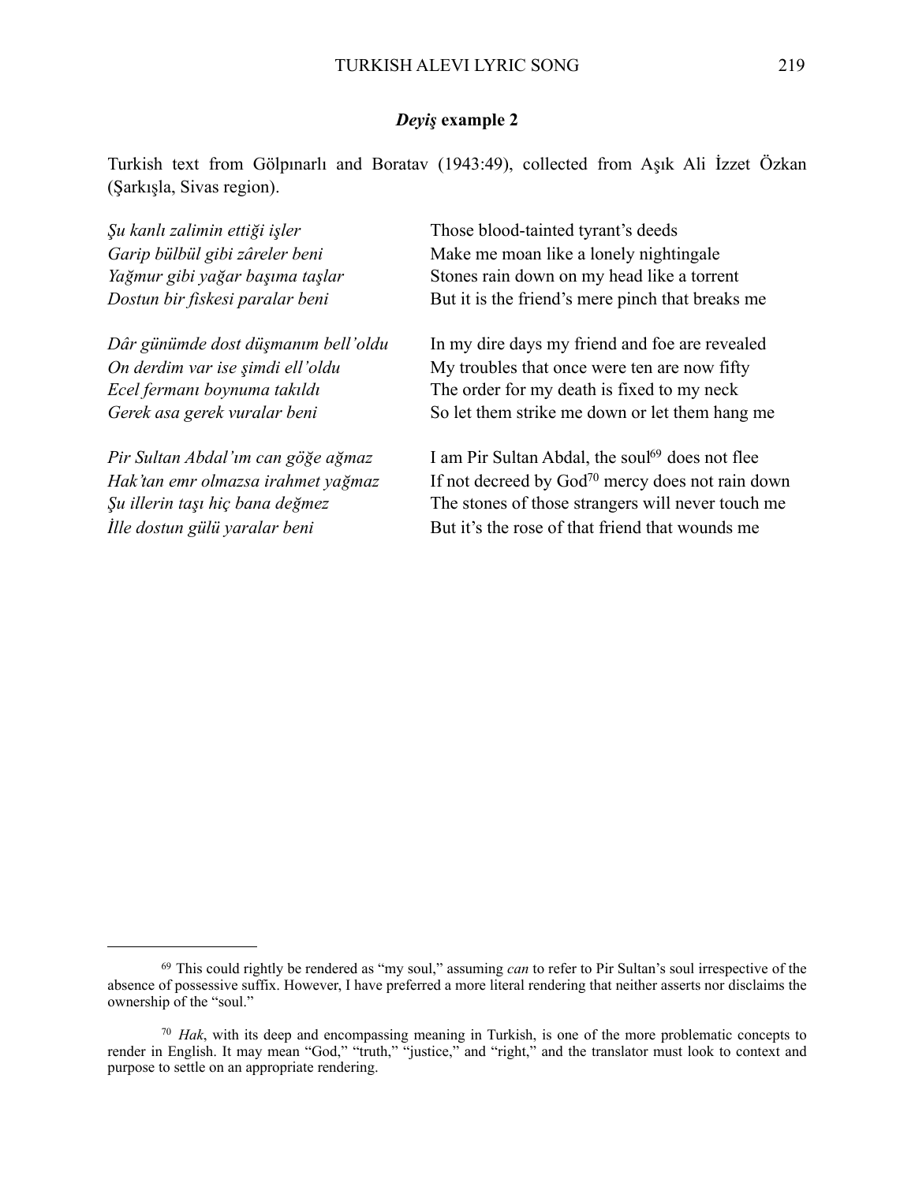### *Deyiş* example 2

Turkish text from Gölpınarlı and Boratav (1943:49), collected from Aşık Ali İzzet Özkan (Şarkışla, Sivas region).

| | |
|---|---|
| *Şu kanlı zalimin ettiği işler* | Those blood-tainted tyrant's deeds |
| *Garip bülbül gibi zâreler beni* | Make me moan like a lonely nightingale |
| *Yağmur gibi yağar başıma taşlar* | Stones rain down on my head like a torrent |
| *Dostun bir fiskesi paralar beni* | But it is the friend's mere pinch that breaks me |
| | |
| *Dâr günümde dost düşmanım bell'oldu* | In my dire days my friend and foe are revealed |
| *On derdim var ise şimdi ell'oldu* | My troubles that once were ten are now fifty |
| *Ecel fermanı boynuma takıldı* | The order for my death is fixed to my neck |
| *Gerek asa gerek vuralar beni* | So let them strike me down or let them hang me |
| | |
| *Pir Sultan Abdal'ım can göğe ağmaz* | I am Pir Sultan Abdal, the soul[69] does not flee |
| *Hak'tan emr olmazsa irahmet yağmaz* | If not decreed by God[70] mercy does not rain down |
| *Şu illerin taşı hiç bana değmez* | The stones of those strangers will never touch me |
| *İlle dostun gülü yaralar beni* | But it's the rose of that friend that wounds me |

---

[69] This could rightly be rendered as "my soul," assuming *can* to refer to Pir Sultan's soul irrespective of the absence of possessive suffix. However, I have preferred a more literal rendering that neither asserts nor disclaims the ownership of the "soul."

[70] *Hak*, with its deep and encompassing meaning in Turkish, is one of the more problematic concepts to render in English. It may mean "God," "truth," "justice," and "right," and the translator must look to context and purpose to settle on an appropriate rendering.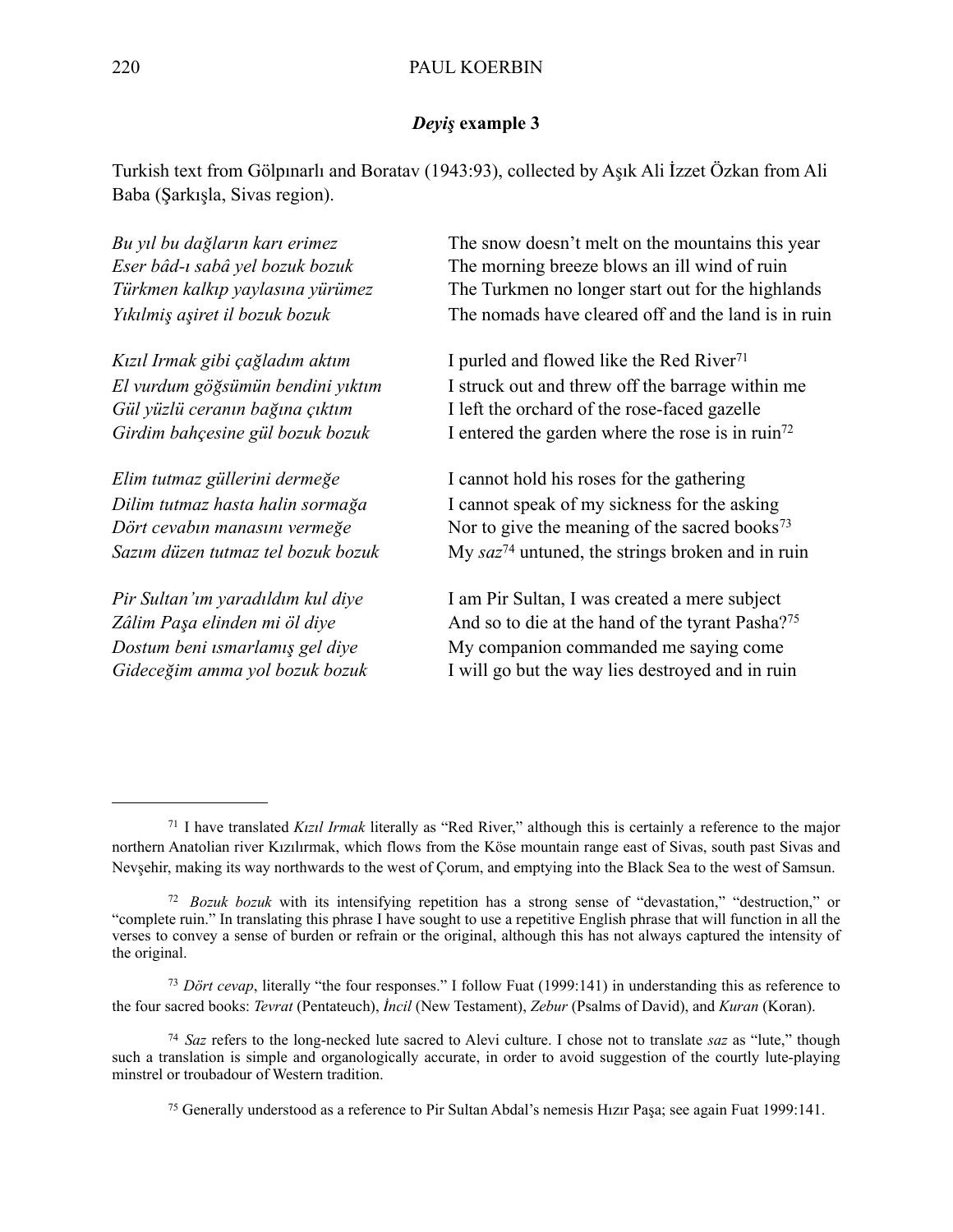### *Deyiş* example 3

Turkish text from Gölpınarlı and Boratav (1943:93), collected by Aşık Ali İzzet Özkan from Ali Baba (Şarkışla, Sivas region).

| | |
|---|---|
| *Bu yıl bu dağların karı erimez* | The snow doesn't melt on the mountains this year |
| *Eser bâd-ı sabâ yel bozuk bozuk* | The morning breeze blows an ill wind of ruin |
| *Türkmen kalkıp yaylasına yürümez* | The Turkmen no longer start out for the highlands |
| *Yıkılmiş aşiret il bozuk bozuk* | The nomads have cleared off and the land is in ruin |
| | |
| *Kızıl Irmak gibi çağladım aktım* | I purled and flowed like the Red River[71] |
| *El vurdum göğsümün bendini yıktım* | I struck out and threw off the barrage within me |
| *Gül yüzlü ceranın bağına çıktım* | I left the orchard of the rose-faced gazelle |
| *Girdim bahçesine gül bozuk bozuk* | I entered the garden where the rose is in ruin[72] |
| | |
| *Elim tutmaz güllerini dermeğe* | I cannot hold his roses for the gathering |
| *Dilim tutmaz hasta halin sormağa* | I cannot speak of my sickness for the asking |
| *Dört cevabın manasını vermeğe* | Nor to give the meaning of the sacred books[73] |
| *Sazım düzen tutmaz tel bozuk bozuk* | My *saz*[74] untuned, the strings broken and in ruin |
| | |
| *Pir Sultan'ım yaradıldım kul diye* | I am Pir Sultan, I was created a mere subject |
| *Zâlim Paşa elinden mi öl diye* | And so to die at the hand of the tyrant Pasha?[75] |
| *Dostum beni ısmarlamış gel diye* | My companion commanded me saying come |
| *Gideceğim amma yol bozuk bozuk* | I will go but the way lies destroyed and in ruin |

---

[71] I have translated *Kızıl Irmak* literally as "Red River," although this is certainly a reference to the major northern Anatolian river Kızılırmak, which flows from the Köse mountain range east of Sivas, south past Sivas and Nevşehir, making its way northwards to the west of Çorum, and emptying into the Black Sea to the west of Samsun.

[72] *Bozuk bozuk* with its intensifying repetition has a strong sense of "devastation," "destruction," or "complete ruin." In translating this phrase I have sought to use a repetitive English phrase that will function in all the verses to convey a sense of burden or refrain or the original, although this has not always captured the intensity of the original.

[73] *Dört cevap*, literally "the four responses." I follow Fuat (1999:141) in understanding this as reference to the four sacred books: *Tevrat* (Pentateuch), *İncil* (New Testament), *Zebur* (Psalms of David), and *Kuran* (Koran).

[74] *Saz* refers to the long-necked lute sacred to Alevi culture. I chose not to translate *saz* as "lute," though such a translation is simple and organologically accurate, in order to avoid suggestion of the courtly lute-playing minstrel or troubadour of Western tradition.

[75] Generally understood as a reference to Pir Sultan Abdal's nemesis Hızır Paşa; see again Fuat 1999:141.